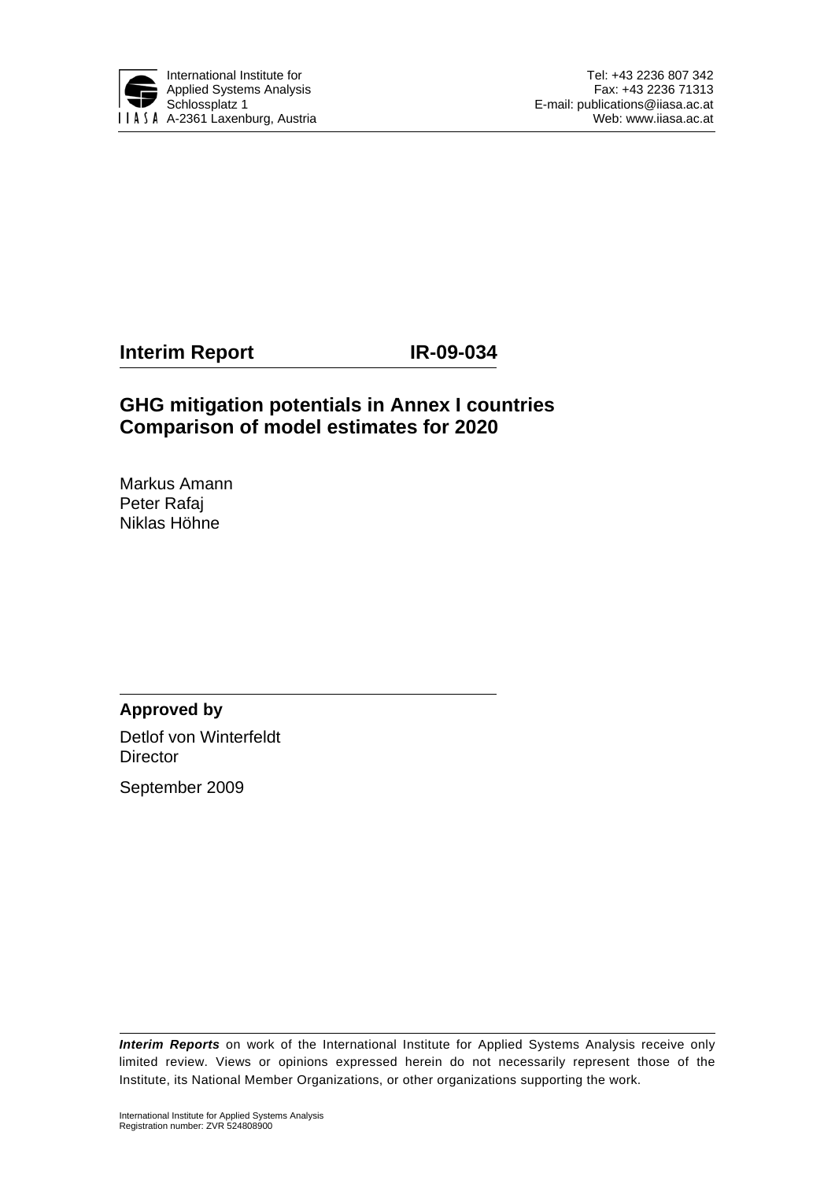International Institute for Applied Systems Analysis
Schlossplatz 1
A-2361 Laxenburg, Austria

Tel: +43 2236 807 342
Fax: +43 2236 71313
E-mail: publications@iiasa.ac.at
Web: www.iiasa.ac.at

**Interim Report** **IR-09-034**

# GHG mitigation potentials in Annex I countries Comparison of model estimates for 2020

Markus Amann
Peter Rafaj
Niklas Höhne

**Approved by**

Detlof von Winterfeldt
Director

September 2009

***Interim Reports*** on work of the International Institute for Applied Systems Analysis receive only limited review. Views or opinions expressed herein do not necessarily represent those of the Institute, its National Member Organizations, or other organizations supporting the work.

International Institute for Applied Systems Analysis
Registration number: ZVR 524808900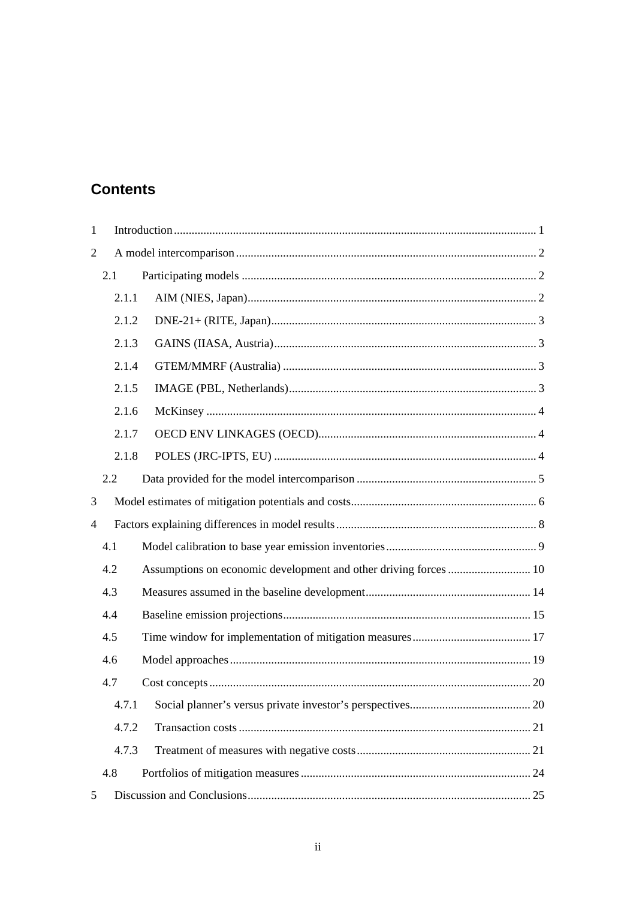## Contents

- 1 Introduction ... 1
- 2 A model intercomparison ... 2
  - 2.1 Participating models ... 2
    - 2.1.1 AIM (NIES, Japan) ... 2
    - 2.1.2 DNE-21+ (RITE, Japan) ... 3
    - 2.1.3 GAINS (IIASA, Austria) ... 3
    - 2.1.4 GTEM/MMRF (Australia) ... 3
    - 2.1.5 IMAGE (PBL, Netherlands) ... 3
    - 2.1.6 McKinsey ... 4
    - 2.1.7 OECD ENV LINKAGES (OECD) ... 4
    - 2.1.8 POLES (JRC-IPTS, EU) ... 4
  - 2.2 Data provided for the model intercomparison ... 5
- 3 Model estimates of mitigation potentials and costs ... 6
- 4 Factors explaining differences in model results ... 8
  - 4.1 Model calibration to base year emission inventories ... 9
  - 4.2 Assumptions on economic development and other driving forces ... 10
  - 4.3 Measures assumed in the baseline development ... 14
  - 4.4 Baseline emission projections ... 15
  - 4.5 Time window for implementation of mitigation measures ... 17
  - 4.6 Model approaches ... 19
  - 4.7 Cost concepts ... 20
    - 4.7.1 Social planner's versus private investor's perspectives ... 20
    - 4.7.2 Transaction costs ... 21
    - 4.7.3 Treatment of measures with negative costs ... 21
  - 4.8 Portfolios of mitigation measures ... 24
- 5 Discussion and Conclusions ... 25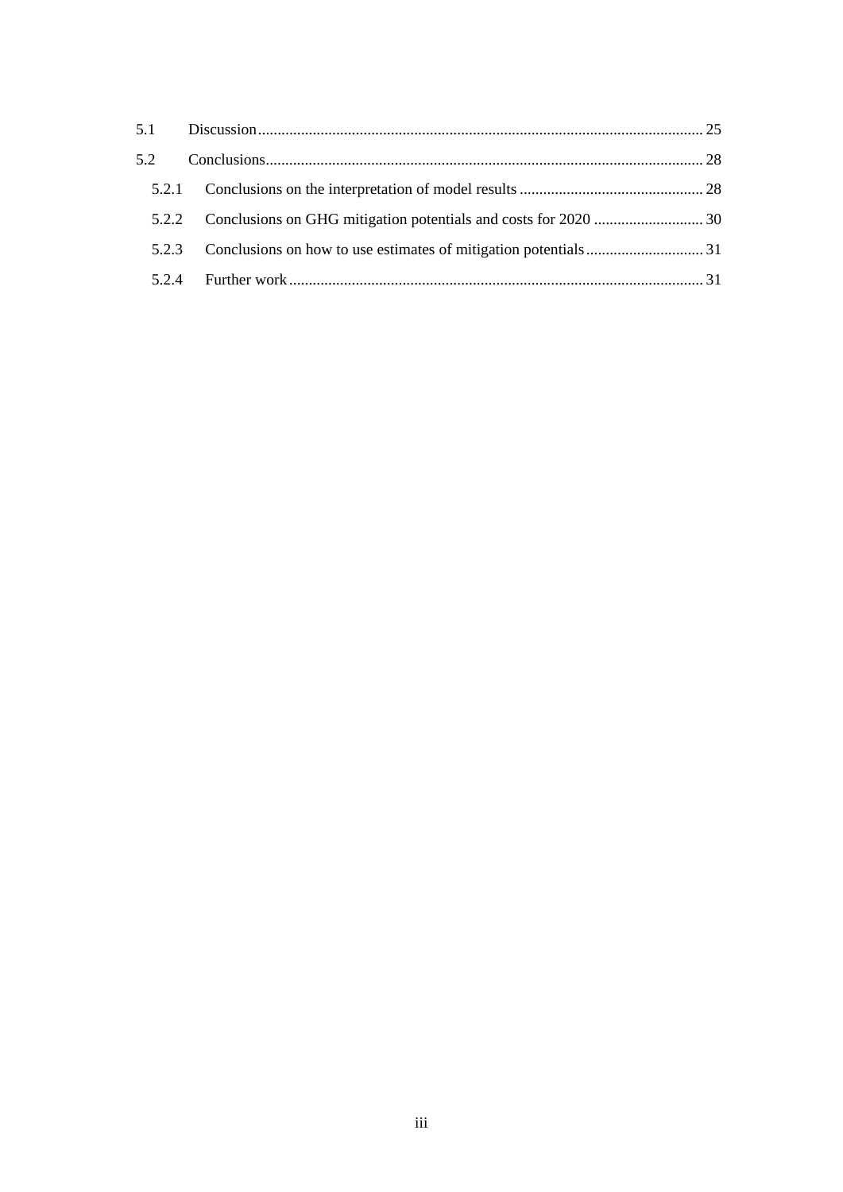5.1 Discussion ..... 25

5.2 Conclusions ..... 28

- 5.2.1 Conclusions on the interpretation of model results ..... 28
- 5.2.2 Conclusions on GHG mitigation potentials and costs for 2020 ..... 30
- 5.2.3 Conclusions on how to use estimates of mitigation potentials ..... 31
- 5.2.4 Further work ..... 31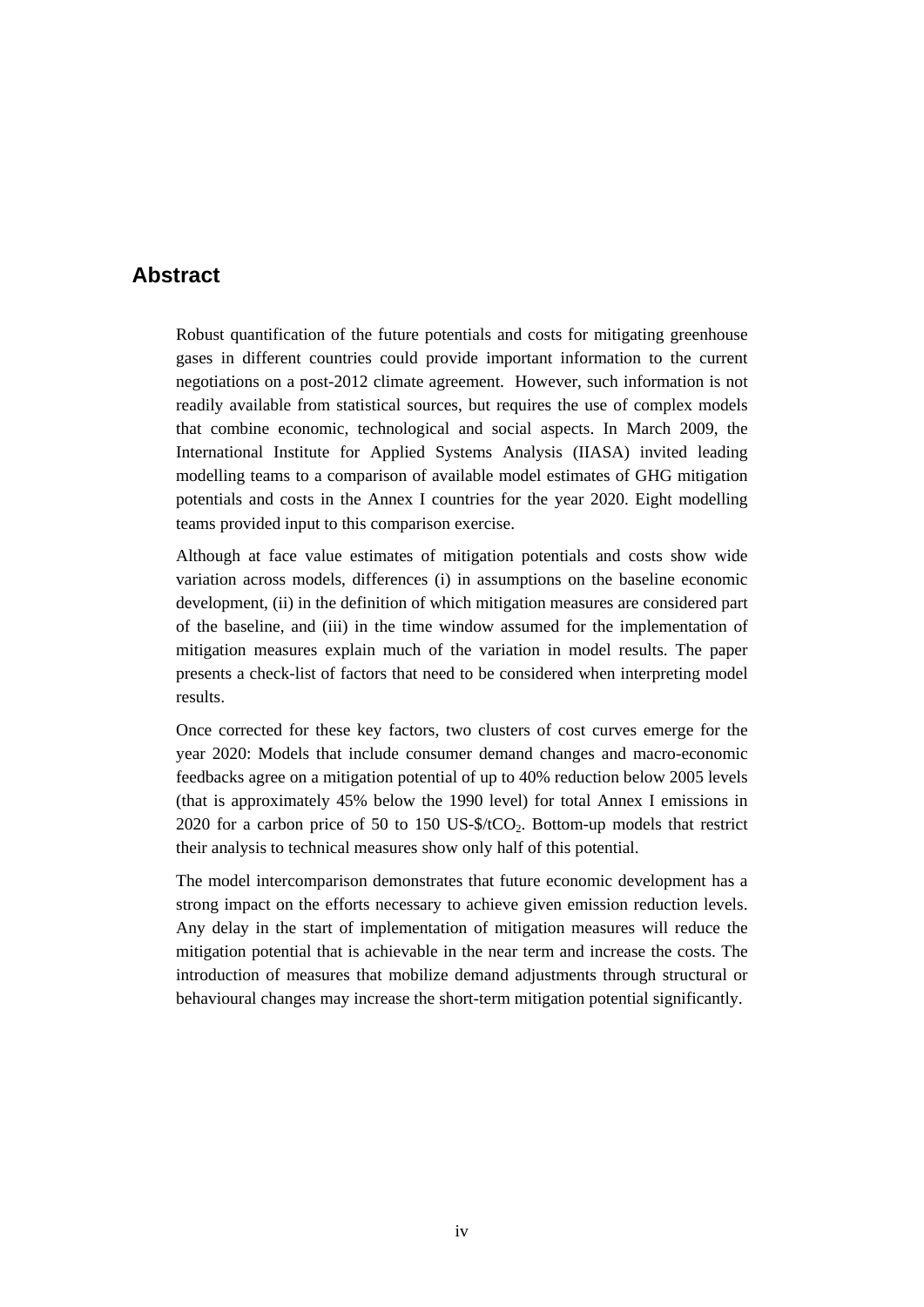# Abstract

Robust quantification of the future potentials and costs for mitigating greenhouse gases in different countries could provide important information to the current negotiations on a post-2012 climate agreement. However, such information is not readily available from statistical sources, but requires the use of complex models that combine economic, technological and social aspects. In March 2009, the International Institute for Applied Systems Analysis (IIASA) invited leading modelling teams to a comparison of available model estimates of GHG mitigation potentials and costs in the Annex I countries for the year 2020. Eight modelling teams provided input to this comparison exercise.

Although at face value estimates of mitigation potentials and costs show wide variation across models, differences (i) in assumptions on the baseline economic development, (ii) in the definition of which mitigation measures are considered part of the baseline, and (iii) in the time window assumed for the implementation of mitigation measures explain much of the variation in model results. The paper presents a check-list of factors that need to be considered when interpreting model results.

Once corrected for these key factors, two clusters of cost curves emerge for the year 2020: Models that include consumer demand changes and macro-economic feedbacks agree on a mitigation potential of up to 40% reduction below 2005 levels (that is approximately 45% below the 1990 level) for total Annex I emissions in 2020 for a carbon price of 50 to 150 US-\$/t$CO_2$. Bottom-up models that restrict their analysis to technical measures show only half of this potential.

The model intercomparison demonstrates that future economic development has a strong impact on the efforts necessary to achieve given emission reduction levels. Any delay in the start of implementation of mitigation measures will reduce the mitigation potential that is achievable in the near term and increase the costs. The introduction of measures that mobilize demand adjustments through structural or behavioural changes may increase the short-term mitigation potential significantly.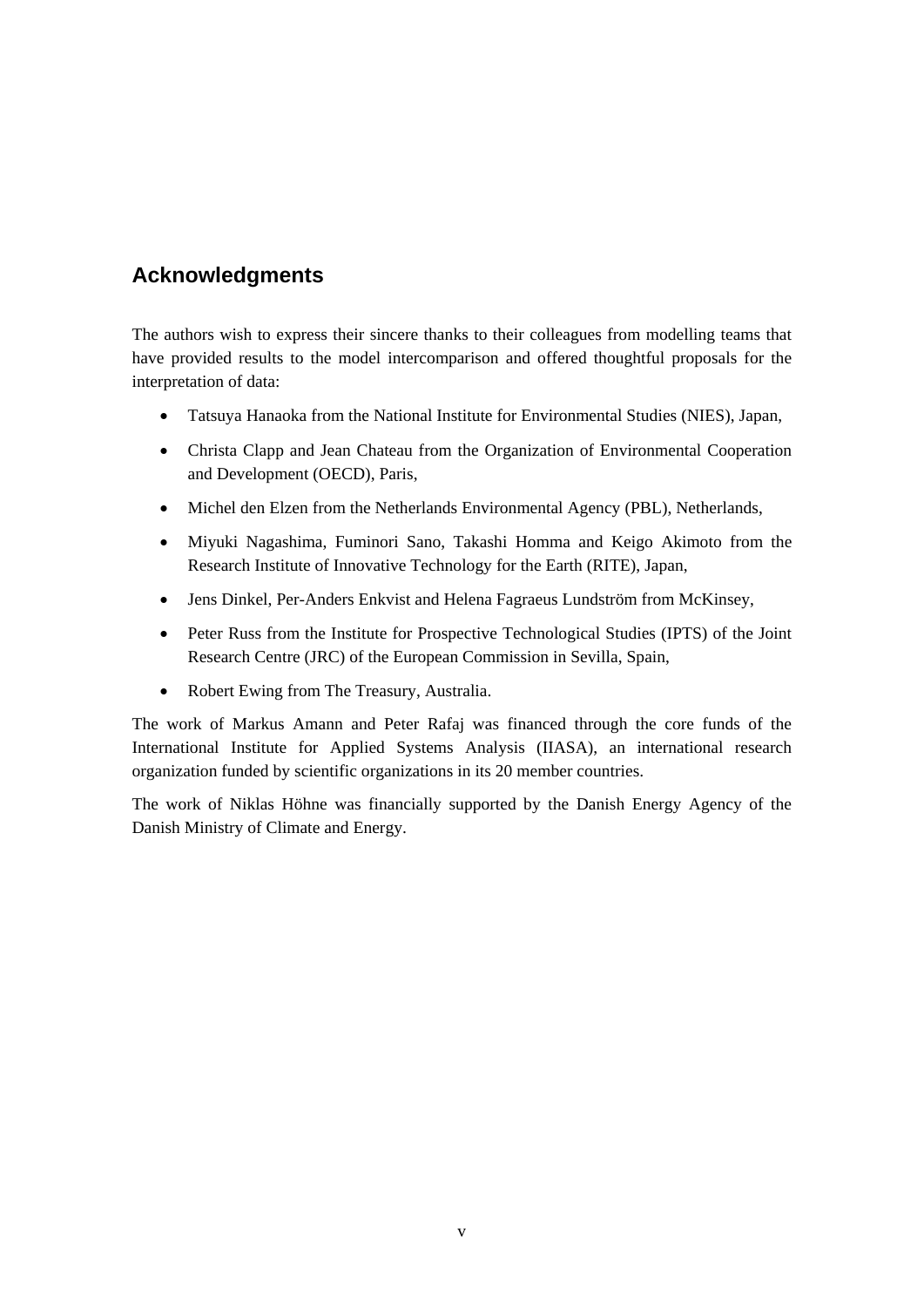## Acknowledgments

The authors wish to express their sincere thanks to their colleagues from modelling teams that have provided results to the model intercomparison and offered thoughtful proposals for the interpretation of data:

- Tatsuya Hanaoka from the National Institute for Environmental Studies (NIES), Japan,
- Christa Clapp and Jean Chateau from the Organization of Environmental Cooperation and Development (OECD), Paris,
- Michel den Elzen from the Netherlands Environmental Agency (PBL), Netherlands,
- Miyuki Nagashima, Fuminori Sano, Takashi Homma and Keigo Akimoto from the Research Institute of Innovative Technology for the Earth (RITE), Japan,
- Jens Dinkel, Per-Anders Enkvist and Helena Fagraeus Lundström from McKinsey,
- Peter Russ from the Institute for Prospective Technological Studies (IPTS) of the Joint Research Centre (JRC) of the European Commission in Sevilla, Spain,
- Robert Ewing from The Treasury, Australia.

The work of Markus Amann and Peter Rafaj was financed through the core funds of the International Institute for Applied Systems Analysis (IIASA), an international research organization funded by scientific organizations in its 20 member countries.

The work of Niklas Höhne was financially supported by the Danish Energy Agency of the Danish Ministry of Climate and Energy.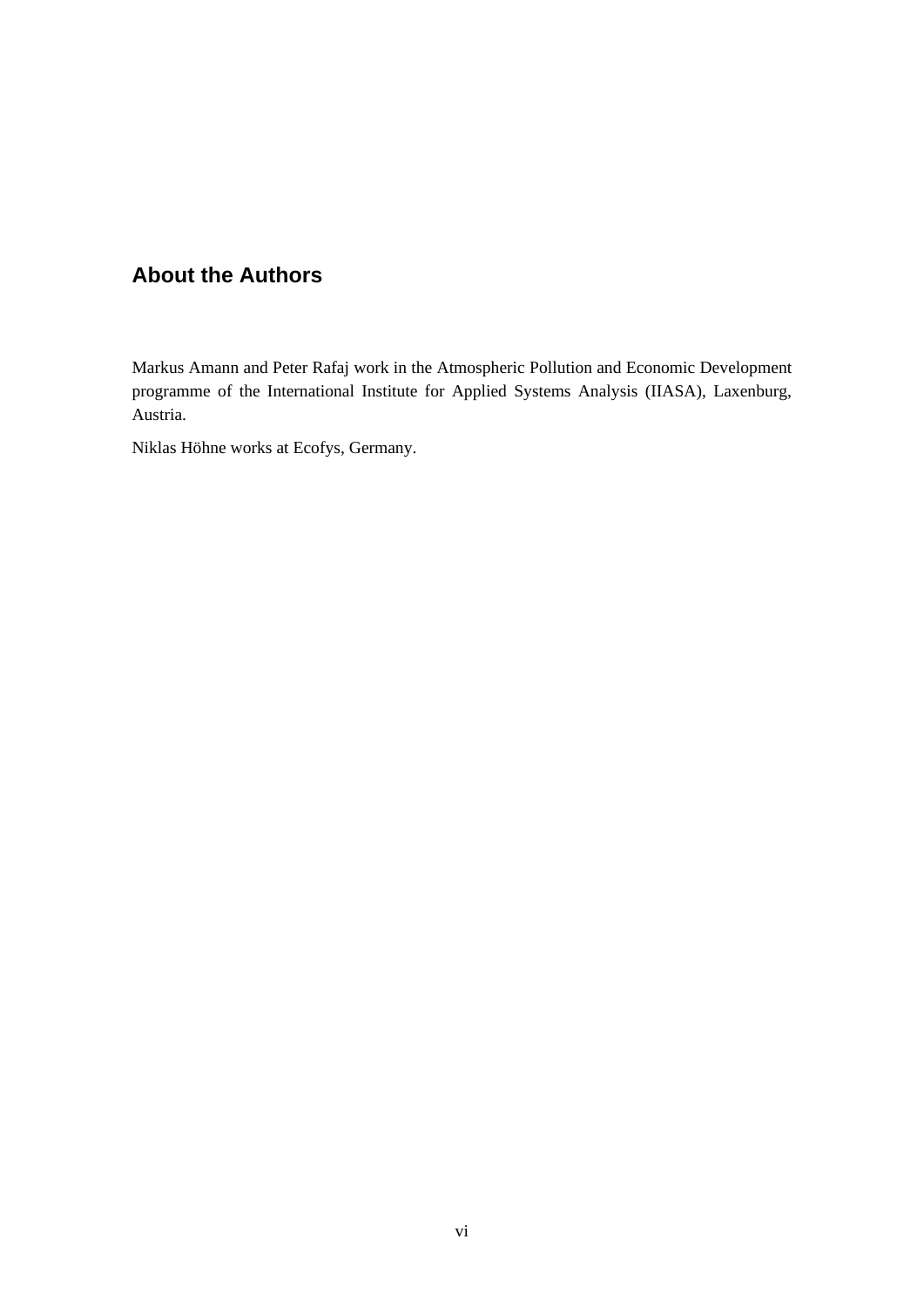## About the Authors

Markus Amann and Peter Rafaj work in the Atmospheric Pollution and Economic Development programme of the International Institute for Applied Systems Analysis (IIASA), Laxenburg, Austria.

Niklas Höhne works at Ecofys, Germany.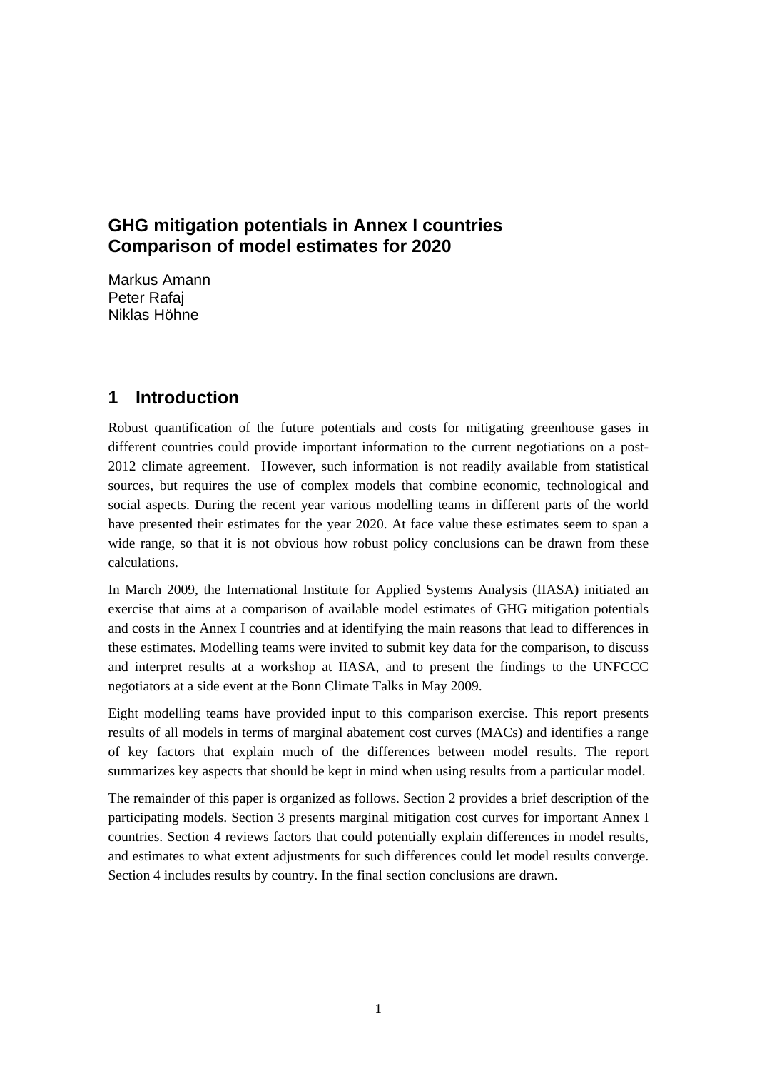## GHG mitigation potentials in Annex I countries
## Comparison of model estimates for 2020

Markus Amann
Peter Rafaj
Niklas Höhne

# 1 Introduction

Robust quantification of the future potentials and costs for mitigating greenhouse gases in different countries could provide important information to the current negotiations on a post-2012 climate agreement. However, such information is not readily available from statistical sources, but requires the use of complex models that combine economic, technological and social aspects. During the recent year various modelling teams in different parts of the world have presented their estimates for the year 2020. At face value these estimates seem to span a wide range, so that it is not obvious how robust policy conclusions can be drawn from these calculations.

In March 2009, the International Institute for Applied Systems Analysis (IIASA) initiated an exercise that aims at a comparison of available model estimates of GHG mitigation potentials and costs in the Annex I countries and at identifying the main reasons that lead to differences in these estimates. Modelling teams were invited to submit key data for the comparison, to discuss and interpret results at a workshop at IIASA, and to present the findings to the UNFCCC negotiators at a side event at the Bonn Climate Talks in May 2009.

Eight modelling teams have provided input to this comparison exercise. This report presents results of all models in terms of marginal abatement cost curves (MACs) and identifies a range of key factors that explain much of the differences between model results. The report summarizes key aspects that should be kept in mind when using results from a particular model.

The remainder of this paper is organized as follows. Section 2 provides a brief description of the participating models. Section 3 presents marginal mitigation cost curves for important Annex I countries. Section 4 reviews factors that could potentially explain differences in model results, and estimates to what extent adjustments for such differences could let model results converge. Section 4 includes results by country. In the final section conclusions are drawn.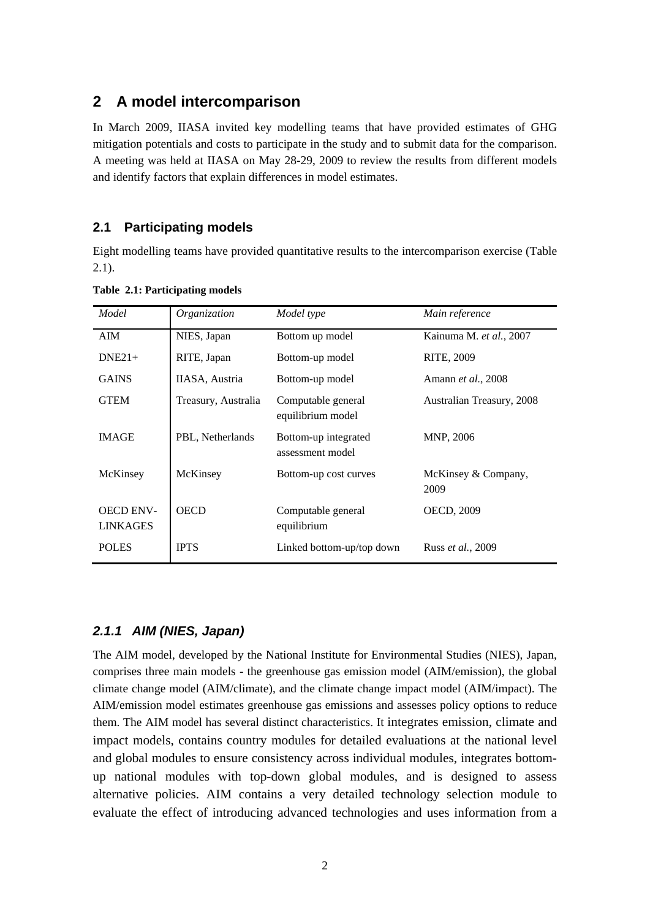## 2 A model intercomparison

In March 2009, IIASA invited key modelling teams that have provided estimates of GHG mitigation potentials and costs to participate in the study and to submit data for the comparison. A meeting was held at IIASA on May 28-29, 2009 to review the results from different models and identify factors that explain differences in model estimates.

### 2.1 Participating models

Eight modelling teams have provided quantitative results to the intercomparison exercise (Table 2.1).

**Table 2.1: Participating models**

| *Model* | *Organization* | *Model type* | *Main reference* |
|---|---|---|---|
| AIM | NIES, Japan | Bottom up model | Kainuma M. *et al.*, 2007 |
| DNE21+ | RITE, Japan | Bottom-up model | RITE, 2009 |
| GAINS | IIASA, Austria | Bottom-up model | Amann *et al.*, 2008 |
| GTEM | Treasury, Australia | Computable general equilibrium model | Australian Treasury, 2008 |
| IMAGE | PBL, Netherlands | Bottom-up integrated assessment model | MNP, 2006 |
| McKinsey | McKinsey | Bottom-up cost curves | McKinsey & Company, 2009 |
| OECD ENV-LINKAGES | OECD | Computable general equilibrium | OECD, 2009 |
| POLES | IPTS | Linked bottom-up/top down | Russ *et al.*, 2009 |

#### *2.1.1 AIM (NIES, Japan)*

The AIM model, developed by the National Institute for Environmental Studies (NIES), Japan, comprises three main models - the greenhouse gas emission model (AIM/emission), the global climate change model (AIM/climate), and the climate change impact model (AIM/impact). The AIM/emission model estimates greenhouse gas emissions and assesses policy options to reduce them. The AIM model has several distinct characteristics. It integrates emission, climate and impact models, contains country modules for detailed evaluations at the national level and global modules to ensure consistency across individual modules, integrates bottom-up national modules with top-down global modules, and is designed to assess alternative policies. AIM contains a very detailed technology selection module to evaluate the effect of introducing advanced technologies and uses information from a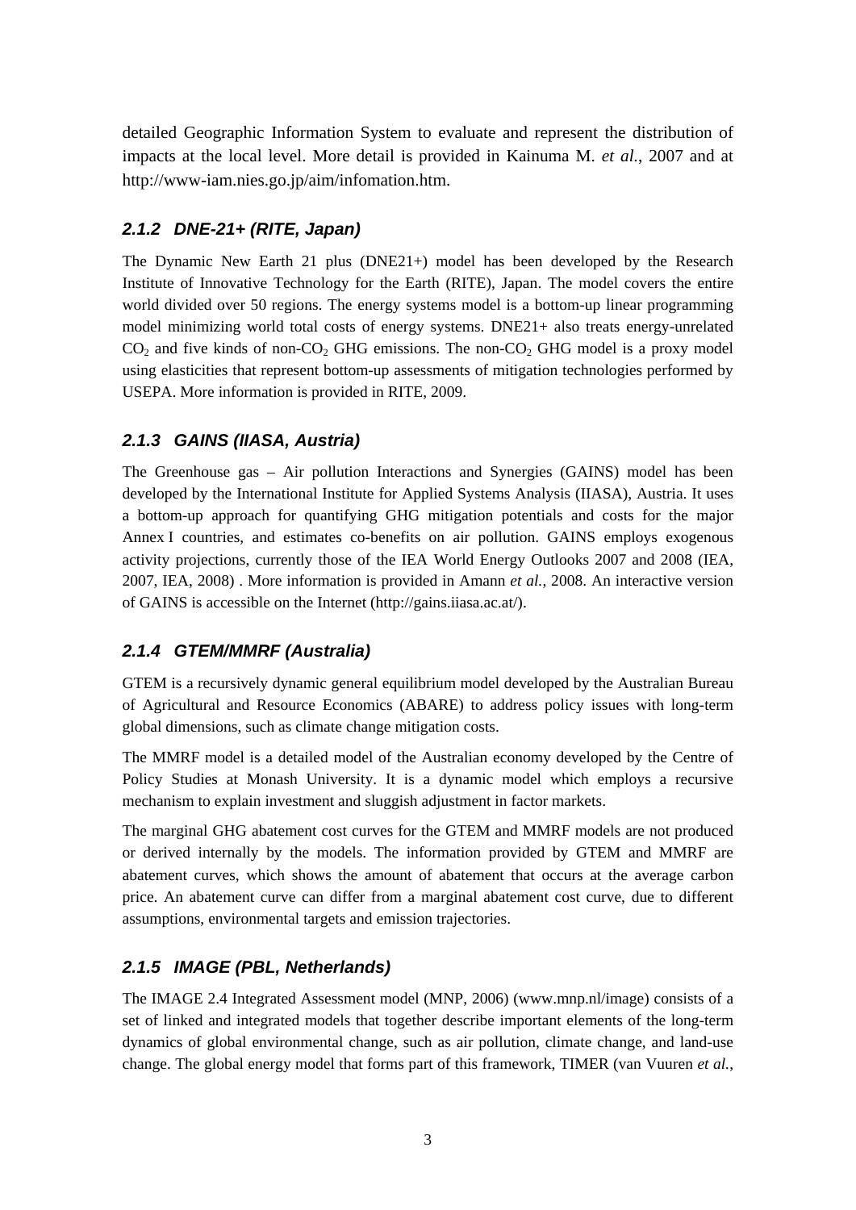detailed Geographic Information System to evaluate and represent the distribution of impacts at the local level. More detail is provided in Kainuma M. *et al.*, 2007 and at http://www-iam.nies.go.jp/aim/infomation.htm.

### *2.1.2 DNE-21+ (RITE, Japan)*

The Dynamic New Earth 21 plus (DNE21+) model has been developed by the Research Institute of Innovative Technology for the Earth (RITE), Japan. The model covers the entire world divided over 50 regions. The energy systems model is a bottom-up linear programming model minimizing world total costs of energy systems. DNE21+ also treats energy-unrelated $CO_2$ and five kinds of non-$CO_2$ GHG emissions. The non-$CO_2$ GHG model is a proxy model using elasticities that represent bottom-up assessments of mitigation technologies performed by USEPA. More information is provided in RITE, 2009.

### *2.1.3 GAINS (IIASA, Austria)*

The Greenhouse gas – Air pollution Interactions and Synergies (GAINS) model has been developed by the International Institute for Applied Systems Analysis (IIASA), Austria. It uses a bottom-up approach for quantifying GHG mitigation potentials and costs for the major Annex I countries, and estimates co-benefits on air pollution. GAINS employs exogenous activity projections, currently those of the IEA World Energy Outlooks 2007 and 2008 (IEA, 2007, IEA, 2008) . More information is provided in Amann *et al.*, 2008. An interactive version of GAINS is accessible on the Internet (http://gains.iiasa.ac.at/).

### *2.1.4 GTEM/MMRF (Australia)*

GTEM is a recursively dynamic general equilibrium model developed by the Australian Bureau of Agricultural and Resource Economics (ABARE) to address policy issues with long-term global dimensions, such as climate change mitigation costs.

The MMRF model is a detailed model of the Australian economy developed by the Centre of Policy Studies at Monash University. It is a dynamic model which employs a recursive mechanism to explain investment and sluggish adjustment in factor markets.

The marginal GHG abatement cost curves for the GTEM and MMRF models are not produced or derived internally by the models. The information provided by GTEM and MMRF are abatement curves, which shows the amount of abatement that occurs at the average carbon price. An abatement curve can differ from a marginal abatement cost curve, due to different assumptions, environmental targets and emission trajectories.

### *2.1.5 IMAGE (PBL, Netherlands)*

The IMAGE 2.4 Integrated Assessment model (MNP, 2006) (www.mnp.nl/image) consists of a set of linked and integrated models that together describe important elements of the long-term dynamics of global environmental change, such as air pollution, climate change, and land-use change. The global energy model that forms part of this framework, TIMER (van Vuuren *et al.*,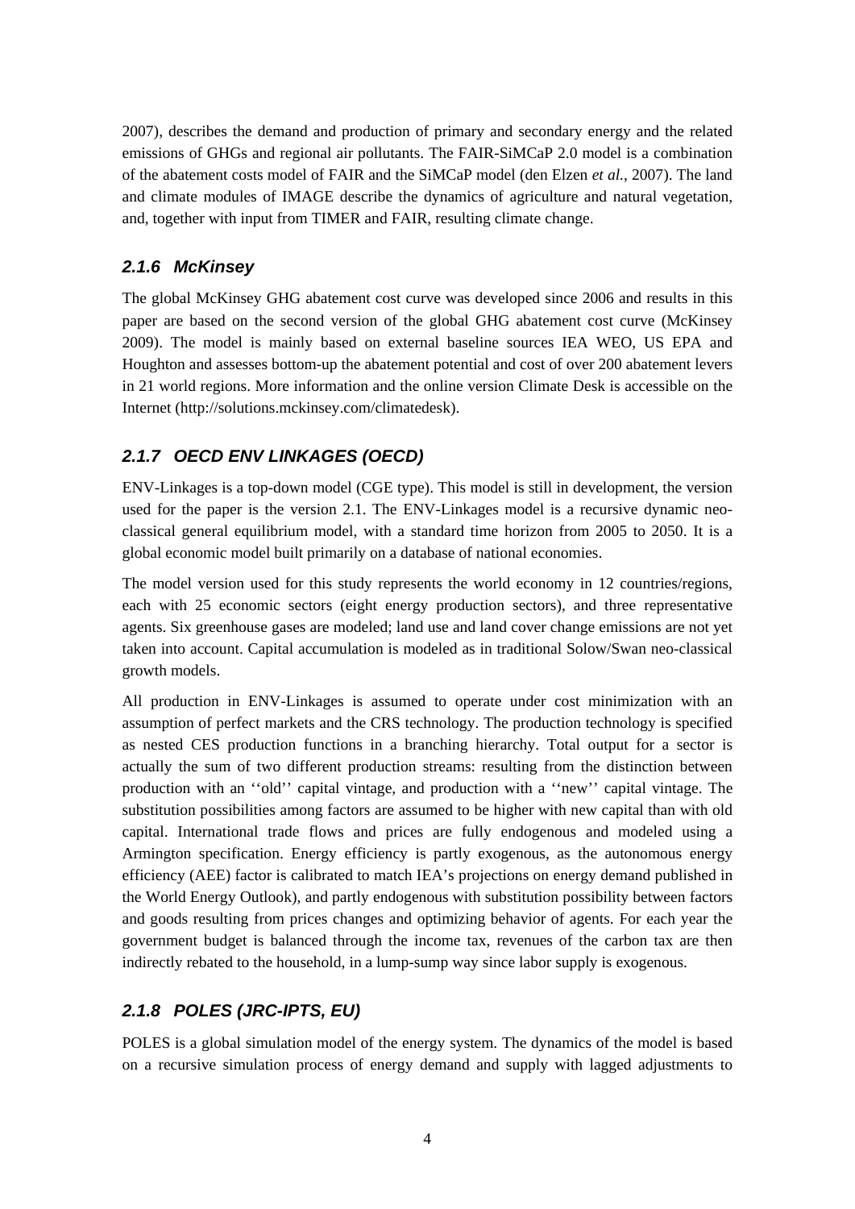2007), describes the demand and production of primary and secondary energy and the related emissions of GHGs and regional air pollutants. The FAIR-SiMCaP 2.0 model is a combination of the abatement costs model of FAIR and the SiMCaP model (den Elzen *et al.*, 2007). The land and climate modules of IMAGE describe the dynamics of agriculture and natural vegetation, and, together with input from TIMER and FAIR, resulting climate change.

### *2.1.6 McKinsey*

The global McKinsey GHG abatement cost curve was developed since 2006 and results in this paper are based on the second version of the global GHG abatement cost curve (McKinsey 2009). The model is mainly based on external baseline sources IEA WEO, US EPA and Houghton and assesses bottom-up the abatement potential and cost of over 200 abatement levers in 21 world regions. More information and the online version Climate Desk is accessible on the Internet (http://solutions.mckinsey.com/climatedesk).

### *2.1.7 OECD ENV LINKAGES (OECD)*

ENV-Linkages is a top-down model (CGE type). This model is still in development, the version used for the paper is the version 2.1. The ENV-Linkages model is a recursive dynamic neo-classical general equilibrium model, with a standard time horizon from 2005 to 2050. It is a global economic model built primarily on a database of national economies.

The model version used for this study represents the world economy in 12 countries/regions, each with 25 economic sectors (eight energy production sectors), and three representative agents. Six greenhouse gases are modeled; land use and land cover change emissions are not yet taken into account. Capital accumulation is modeled as in traditional Solow/Swan neo-classical growth models.

All production in ENV-Linkages is assumed to operate under cost minimization with an assumption of perfect markets and the CRS technology. The production technology is specified as nested CES production functions in a branching hierarchy. Total output for a sector is actually the sum of two different production streams: resulting from the distinction between production with an ''old'' capital vintage, and production with a ''new'' capital vintage. The substitution possibilities among factors are assumed to be higher with new capital than with old capital. International trade flows and prices are fully endogenous and modeled using a Armington specification. Energy efficiency is partly exogenous, as the autonomous energy efficiency (AEE) factor is calibrated to match IEA's projections on energy demand published in the World Energy Outlook), and partly endogenous with substitution possibility between factors and goods resulting from prices changes and optimizing behavior of agents. For each year the government budget is balanced through the income tax, revenues of the carbon tax are then indirectly rebated to the household, in a lump-sump way since labor supply is exogenous.

### *2.1.8 POLES (JRC-IPTS, EU)*

POLES is a global simulation model of the energy system. The dynamics of the model is based on a recursive simulation process of energy demand and supply with lagged adjustments to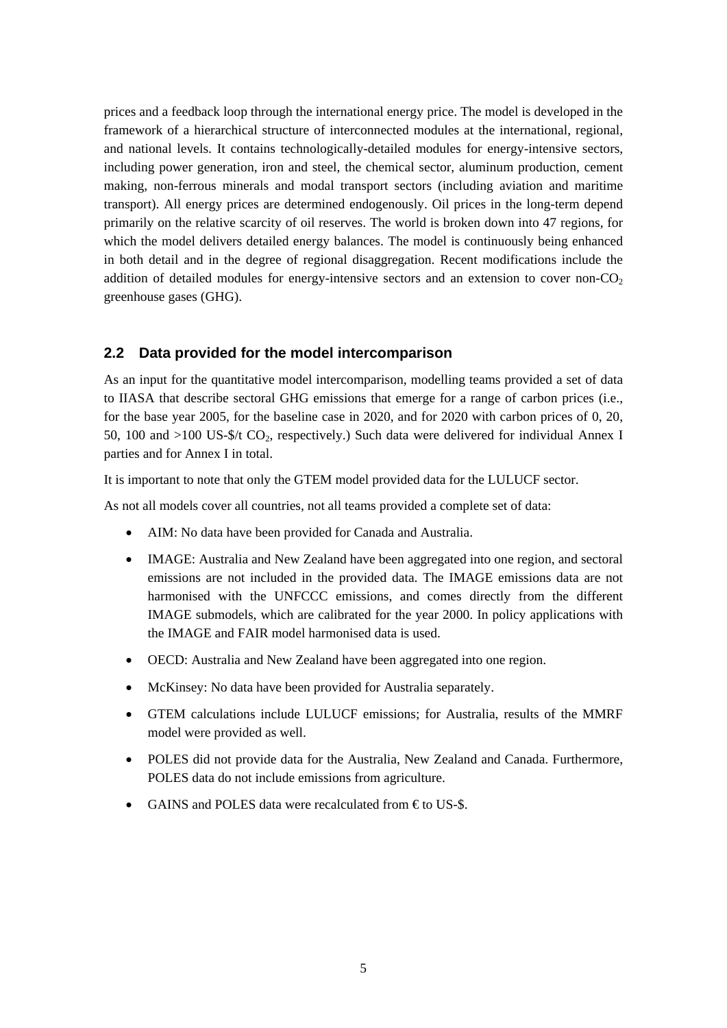prices and a feedback loop through the international energy price. The model is developed in the framework of a hierarchical structure of interconnected modules at the international, regional, and national levels. It contains technologically-detailed modules for energy-intensive sectors, including power generation, iron and steel, the chemical sector, aluminum production, cement making, non-ferrous minerals and modal transport sectors (including aviation and maritime transport). All energy prices are determined endogenously. Oil prices in the long-term depend primarily on the relative scarcity of oil reserves. The world is broken down into 47 regions, for which the model delivers detailed energy balances. The model is continuously being enhanced in both detail and in the degree of regional disaggregation. Recent modifications include the addition of detailed modules for energy-intensive sectors and an extension to cover non-$CO_2$ greenhouse gases (GHG).

## 2.2 Data provided for the model intercomparison

As an input for the quantitative model intercomparison, modelling teams provided a set of data to IIASA that describe sectoral GHG emissions that emerge for a range of carbon prices (i.e., for the base year 2005, for the baseline case in 2020, and for 2020 with carbon prices of 0, 20, 50, 100 and >100 US-$/t $CO_2$, respectively.) Such data were delivered for individual Annex I parties and for Annex I in total.

It is important to note that only the GTEM model provided data for the LULUCF sector.

As not all models cover all countries, not all teams provided a complete set of data:

- AIM: No data have been provided for Canada and Australia.
- IMAGE: Australia and New Zealand have been aggregated into one region, and sectoral emissions are not included in the provided data. The IMAGE emissions data are not harmonised with the UNFCCC emissions, and comes directly from the different IMAGE submodels, which are calibrated for the year 2000. In policy applications with the IMAGE and FAIR model harmonised data is used.
- OECD: Australia and New Zealand have been aggregated into one region.
- McKinsey: No data have been provided for Australia separately.
- GTEM calculations include LULUCF emissions; for Australia, results of the MMRF model were provided as well.
- POLES did not provide data for the Australia, New Zealand and Canada. Furthermore, POLES data do not include emissions from agriculture.
- GAINS and POLES data were recalculated from € to US-$.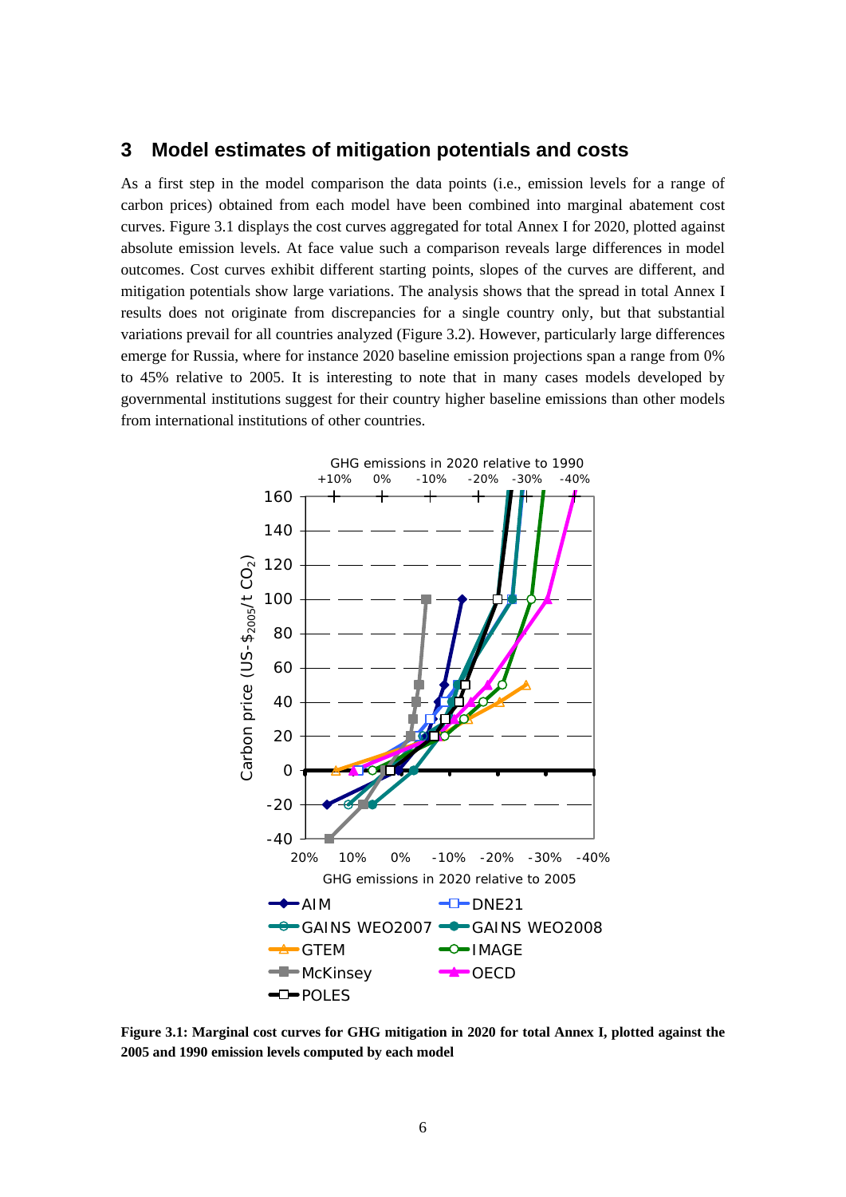## 3 Model estimates of mitigation potentials and costs

As a first step in the model comparison the data points (i.e., emission levels for a range of carbon prices) obtained from each model have been combined into marginal abatement cost curves. Figure 3.1 displays the cost curves aggregated for total Annex I for 2020, plotted against absolute emission levels. At face value such a comparison reveals large differences in model outcomes. Cost curves exhibit different starting points, slopes of the curves are different, and mitigation potentials show large variations. The analysis shows that the spread in total Annex I results does not originate from discrepancies for a single country only, but that substantial variations prevail for all countries analyzed (Figure 3.2). However, particularly large differences emerge for Russia, where for instance 2020 baseline emission projections span a range from 0% to 45% relative to 2005. It is interesting to note that in many cases models developed by governmental institutions suggest for their country higher baseline emissions than other models from international institutions of other countries.

**Figure 3.1: Marginal cost curves for GHG mitigation in 2020 for total Annex I, plotted against the 2005 and 1990 emission levels computed by each model**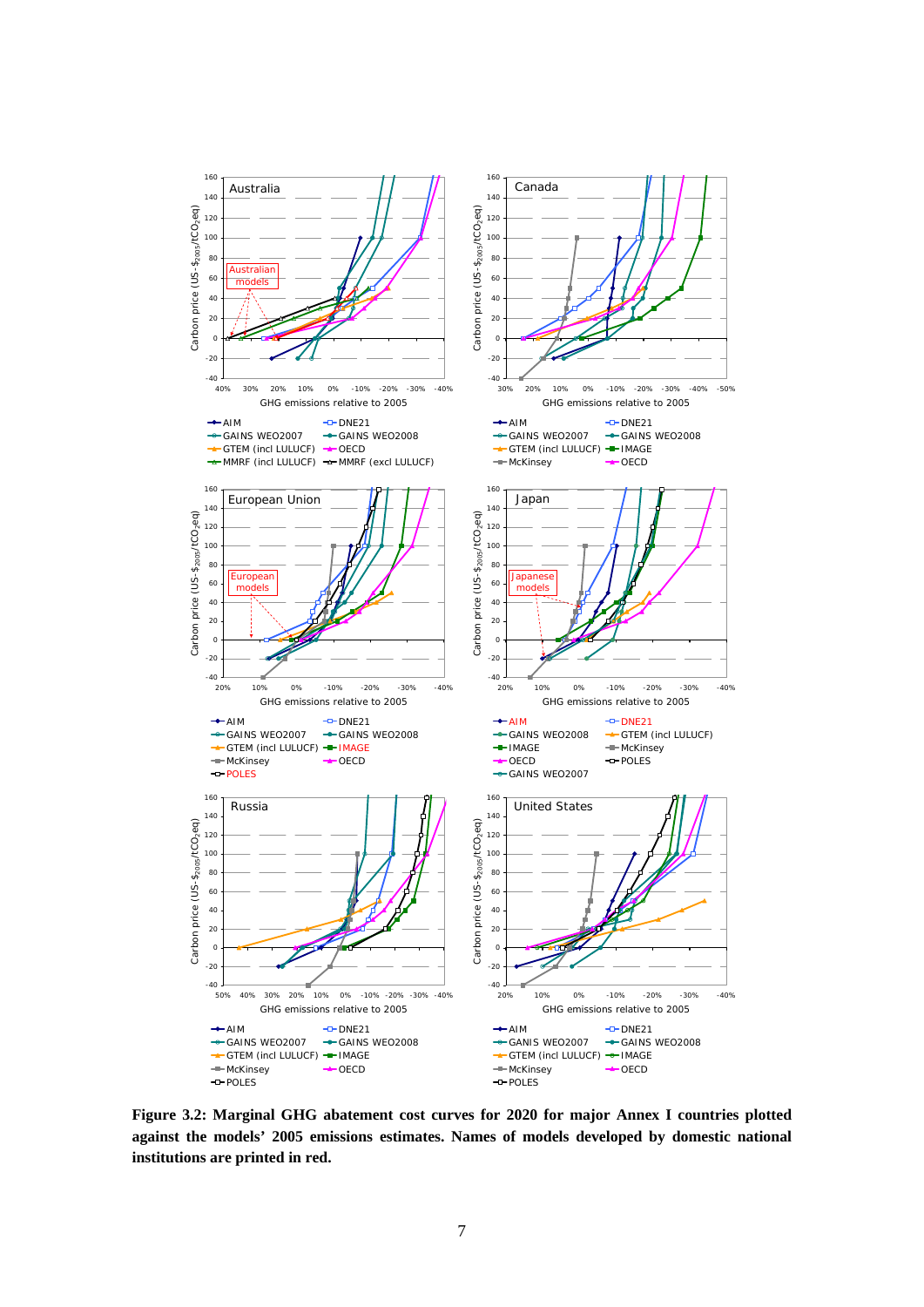**Figure 3.2: Marginal GHG abatement cost curves for 2020 for major Annex I countries plotted against the models' 2005 emissions estimates. Names of models developed by domestic national institutions are printed in red.**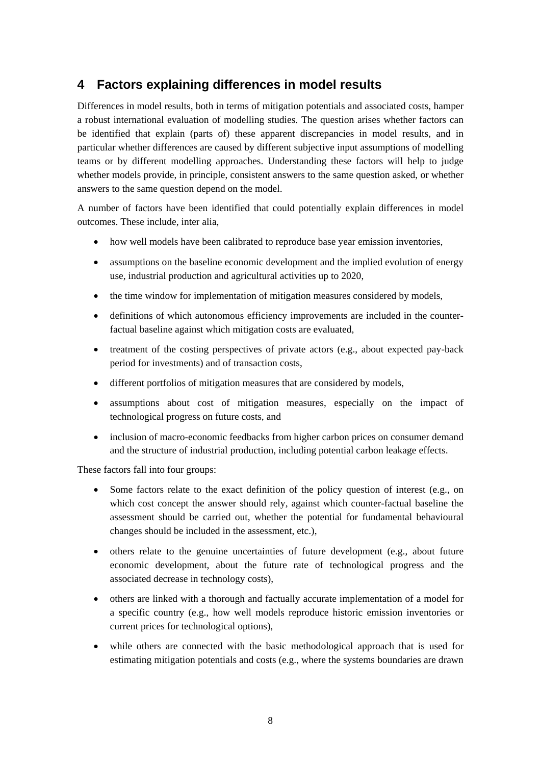# 4 Factors explaining differences in model results

Differences in model results, both in terms of mitigation potentials and associated costs, hamper a robust international evaluation of modelling studies. The question arises whether factors can be identified that explain (parts of) these apparent discrepancies in model results, and in particular whether differences are caused by different subjective input assumptions of modelling teams or by different modelling approaches. Understanding these factors will help to judge whether models provide, in principle, consistent answers to the same question asked, or whether answers to the same question depend on the model.

A number of factors have been identified that could potentially explain differences in model outcomes. These include, inter alia,

- how well models have been calibrated to reproduce base year emission inventories,
- assumptions on the baseline economic development and the implied evolution of energy use, industrial production and agricultural activities up to 2020,
- the time window for implementation of mitigation measures considered by models,
- definitions of which autonomous efficiency improvements are included in the counter-factual baseline against which mitigation costs are evaluated,
- treatment of the costing perspectives of private actors (e.g., about expected pay-back period for investments) and of transaction costs,
- different portfolios of mitigation measures that are considered by models,
- assumptions about cost of mitigation measures, especially on the impact of technological progress on future costs, and
- inclusion of macro-economic feedbacks from higher carbon prices on consumer demand and the structure of industrial production, including potential carbon leakage effects.

These factors fall into four groups:

- Some factors relate to the exact definition of the policy question of interest (e.g., on which cost concept the answer should rely, against which counter-factual baseline the assessment should be carried out, whether the potential for fundamental behavioural changes should be included in the assessment, etc.),
- others relate to the genuine uncertainties of future development (e.g., about future economic development, about the future rate of technological progress and the associated decrease in technology costs),
- others are linked with a thorough and factually accurate implementation of a model for a specific country (e.g., how well models reproduce historic emission inventories or current prices for technological options),
- while others are connected with the basic methodological approach that is used for estimating mitigation potentials and costs (e.g., where the systems boundaries are drawn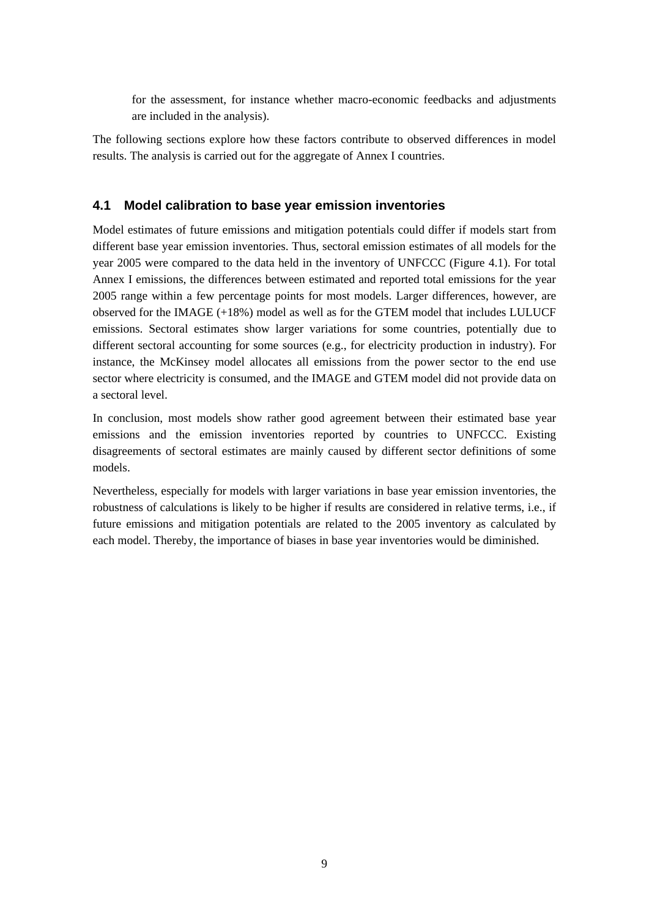for the assessment, for instance whether macro-economic feedbacks and adjustments are included in the analysis).

The following sections explore how these factors contribute to observed differences in model results. The analysis is carried out for the aggregate of Annex I countries.

## 4.1 Model calibration to base year emission inventories

Model estimates of future emissions and mitigation potentials could differ if models start from different base year emission inventories. Thus, sectoral emission estimates of all models for the year 2005 were compared to the data held in the inventory of UNFCCC (Figure 4.1). For total Annex I emissions, the differences between estimated and reported total emissions for the year 2005 range within a few percentage points for most models. Larger differences, however, are observed for the IMAGE (+18%) model as well as for the GTEM model that includes LULUCF emissions. Sectoral estimates show larger variations for some countries, potentially due to different sectoral accounting for some sources (e.g., for electricity production in industry). For instance, the McKinsey model allocates all emissions from the power sector to the end use sector where electricity is consumed, and the IMAGE and GTEM model did not provide data on a sectoral level.

In conclusion, most models show rather good agreement between their estimated base year emissions and the emission inventories reported by countries to UNFCCC. Existing disagreements of sectoral estimates are mainly caused by different sector definitions of some models.

Nevertheless, especially for models with larger variations in base year emission inventories, the robustness of calculations is likely to be higher if results are considered in relative terms, i.e., if future emissions and mitigation potentials are related to the 2005 inventory as calculated by each model. Thereby, the importance of biases in base year inventories would be diminished.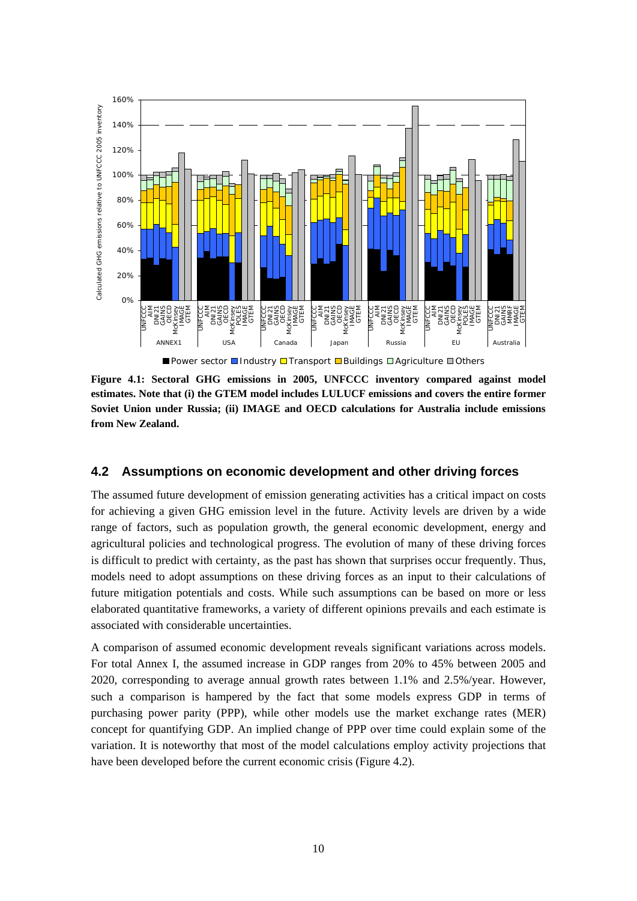**Figure 4.1: Sectoral GHG emissions in 2005, UNFCCC inventory compared against model estimates. Note that (i) the GTEM model includes LULUCF emissions and covers the entire former Soviet Union under Russia; (ii) IMAGE and OECD calculations for Australia include emissions from New Zealand.**

## 4.2 Assumptions on economic development and other driving forces

The assumed future development of emission generating activities has a critical impact on costs for achieving a given GHG emission level in the future. Activity levels are driven by a wide range of factors, such as population growth, the general economic development, energy and agricultural policies and technological progress. The evolution of many of these driving forces is difficult to predict with certainty, as the past has shown that surprises occur frequently. Thus, models need to adopt assumptions on these driving forces as an input to their calculations of future mitigation potentials and costs. While such assumptions can be based on more or less elaborated quantitative frameworks, a variety of different opinions prevails and each estimate is associated with considerable uncertainties.

A comparison of assumed economic development reveals significant variations across models. For total Annex I, the assumed increase in GDP ranges from 20% to 45% between 2005 and 2020, corresponding to average annual growth rates between 1.1% and 2.5%/year. However, such a comparison is hampered by the fact that some models express GDP in terms of purchasing power parity (PPP), while other models use the market exchange rates (MER) concept for quantifying GDP. An implied change of PPP over time could explain some of the variation. It is noteworthy that most of the model calculations employ activity projections that have been developed before the current economic crisis (Figure 4.2).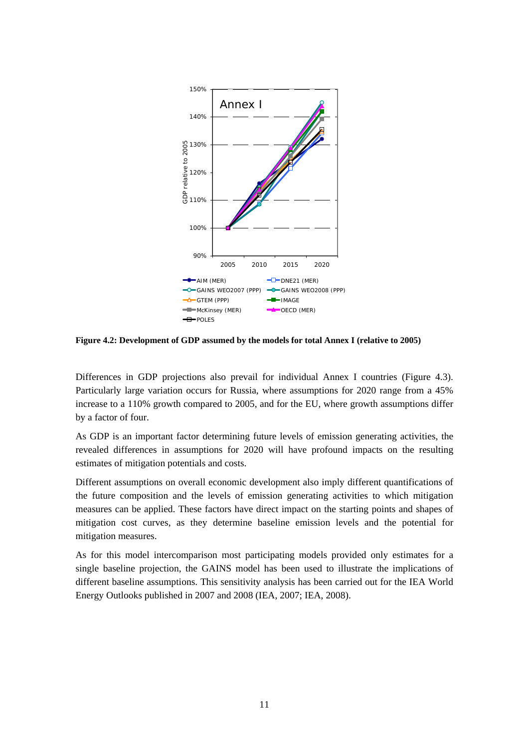**Figure 4.2: Development of GDP assumed by the models for total Annex I (relative to 2005)**

Differences in GDP projections also prevail for individual Annex I countries (Figure 4.3). Particularly large variation occurs for Russia, where assumptions for 2020 range from a 45% increase to a 110% growth compared to 2005, and for the EU, where growth assumptions differ by a factor of four.

As GDP is an important factor determining future levels of emission generating activities, the revealed differences in assumptions for 2020 will have profound impacts on the resulting estimates of mitigation potentials and costs.

Different assumptions on overall economic development also imply different quantifications of the future composition and the levels of emission generating activities to which mitigation measures can be applied. These factors have direct impact on the starting points and shapes of mitigation cost curves, as they determine baseline emission levels and the potential for mitigation measures.

As for this model intercomparison most participating models provided only estimates for a single baseline projection, the GAINS model has been used to illustrate the implications of different baseline assumptions. This sensitivity analysis has been carried out for the IEA World Energy Outlooks published in 2007 and 2008 (IEA, 2007; IEA, 2008).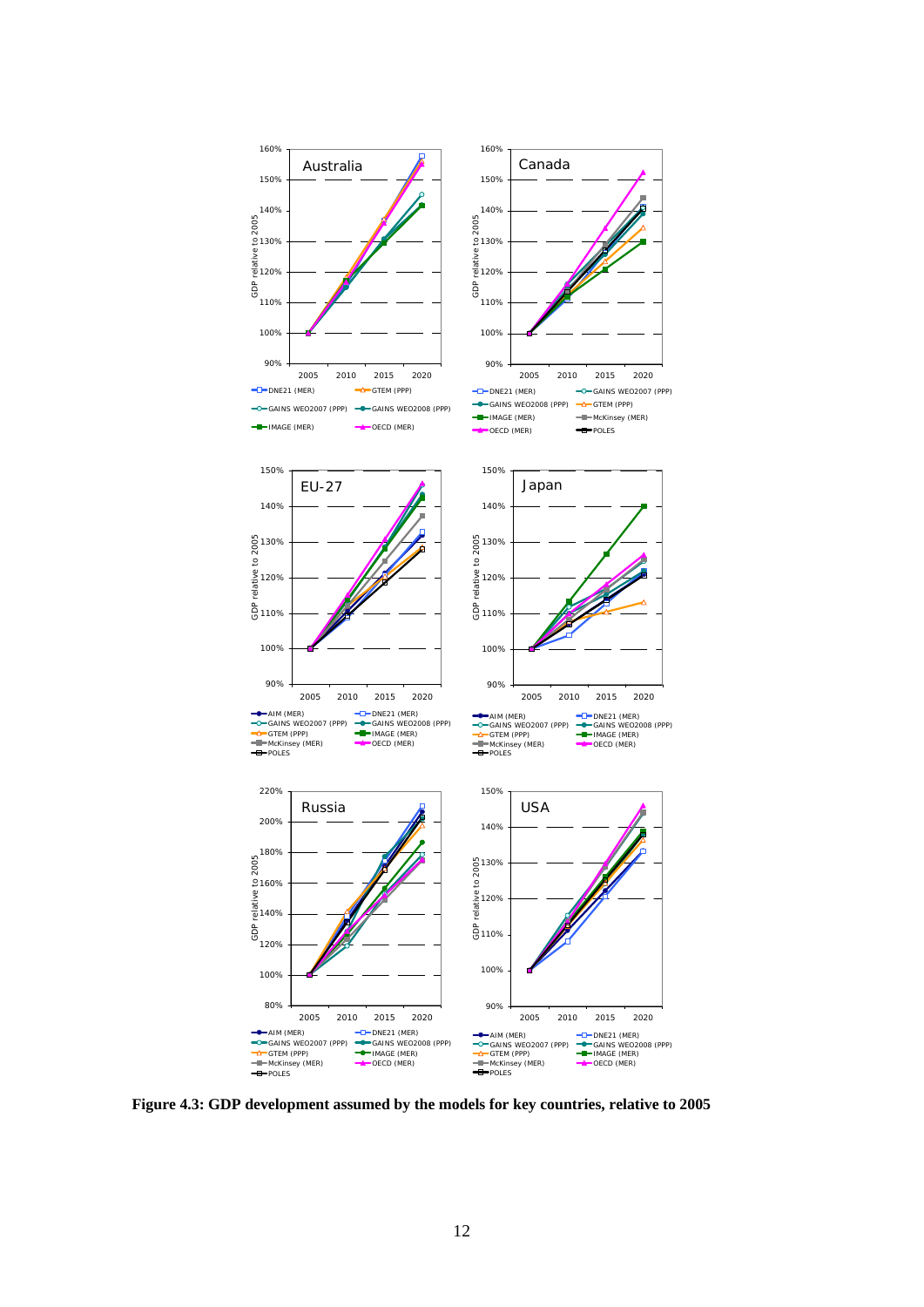**Figure 4.3: GDP development assumed by the models for key countries, relative to 2005**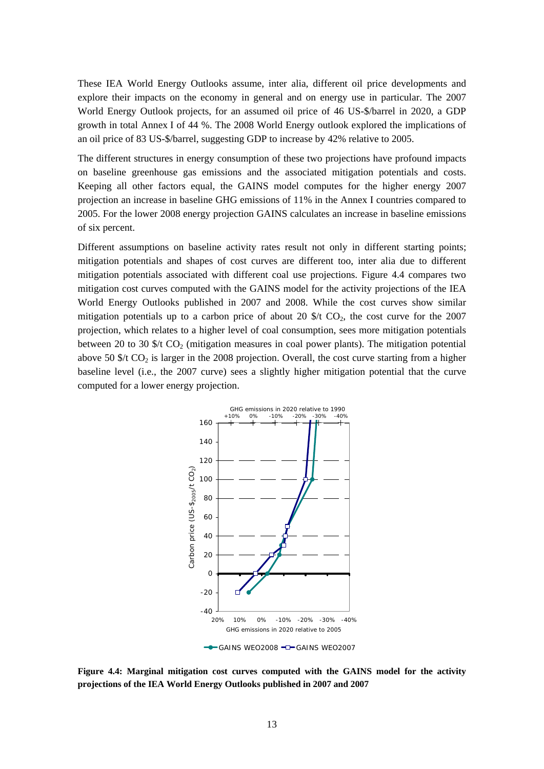These IEA World Energy Outlooks assume, inter alia, different oil price developments and explore their impacts on the economy in general and on energy use in particular. The 2007 World Energy Outlook projects, for an assumed oil price of 46 US-$/barrel in 2020, a GDP growth in total Annex I of 44 %. The 2008 World Energy outlook explored the implications of an oil price of 83 US-$/barrel, suggesting GDP to increase by 42% relative to 2005.

The different structures in energy consumption of these two projections have profound impacts on baseline greenhouse gas emissions and the associated mitigation potentials and costs. Keeping all other factors equal, the GAINS model computes for the higher energy 2007 projection an increase in baseline GHG emissions of 11% in the Annex I countries compared to 2005. For the lower 2008 energy projection GAINS calculates an increase in baseline emissions of six percent.

Different assumptions on baseline activity rates result not only in different starting points; mitigation potentials and shapes of cost curves are different too, inter alia due to different mitigation potentials associated with different coal use projections. Figure 4.4 compares two mitigation cost curves computed with the GAINS model for the activity projections of the IEA World Energy Outlooks published in 2007 and 2008. While the cost curves show similar mitigation potentials up to a carbon price of about 20 \$/t $CO_2$, the cost curve for the 2007 projection, which relates to a higher level of coal consumption, sees more mitigation potentials between 20 to 30 \$/t $CO_2$ (mitigation measures in coal power plants). The mitigation potential above 50 \$/t $CO_2$ is larger in the 2008 projection. Overall, the cost curve starting from a higher baseline level (i.e., the 2007 curve) sees a slightly higher mitigation potential that the curve computed for a lower energy projection.

**Figure 4.4: Marginal mitigation cost curves computed with the GAINS model for the activity projections of the IEA World Energy Outlooks published in 2007 and 2007**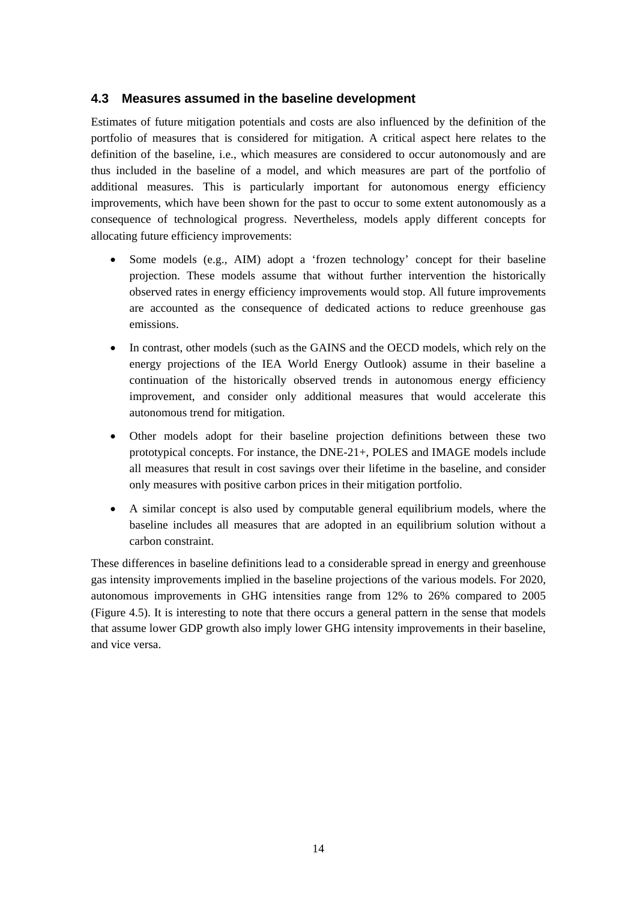## 4.3 Measures assumed in the baseline development

Estimates of future mitigation potentials and costs are also influenced by the definition of the portfolio of measures that is considered for mitigation. A critical aspect here relates to the definition of the baseline, i.e., which measures are considered to occur autonomously and are thus included in the baseline of a model, and which measures are part of the portfolio of additional measures. This is particularly important for autonomous energy efficiency improvements, which have been shown for the past to occur to some extent autonomously as a consequence of technological progress. Nevertheless, models apply different concepts for allocating future efficiency improvements:

- Some models (e.g., AIM) adopt a 'frozen technology' concept for their baseline projection. These models assume that without further intervention the historically observed rates in energy efficiency improvements would stop. All future improvements are accounted as the consequence of dedicated actions to reduce greenhouse gas emissions.
- In contrast, other models (such as the GAINS and the OECD models, which rely on the energy projections of the IEA World Energy Outlook) assume in their baseline a continuation of the historically observed trends in autonomous energy efficiency improvement, and consider only additional measures that would accelerate this autonomous trend for mitigation.
- Other models adopt for their baseline projection definitions between these two prototypical concepts. For instance, the DNE-21+, POLES and IMAGE models include all measures that result in cost savings over their lifetime in the baseline, and consider only measures with positive carbon prices in their mitigation portfolio.
- A similar concept is also used by computable general equilibrium models, where the baseline includes all measures that are adopted in an equilibrium solution without a carbon constraint.

These differences in baseline definitions lead to a considerable spread in energy and greenhouse gas intensity improvements implied in the baseline projections of the various models. For 2020, autonomous improvements in GHG intensities range from 12% to 26% compared to 2005 (Figure 4.5). It is interesting to note that there occurs a general pattern in the sense that models that assume lower GDP growth also imply lower GHG intensity improvements in their baseline, and vice versa.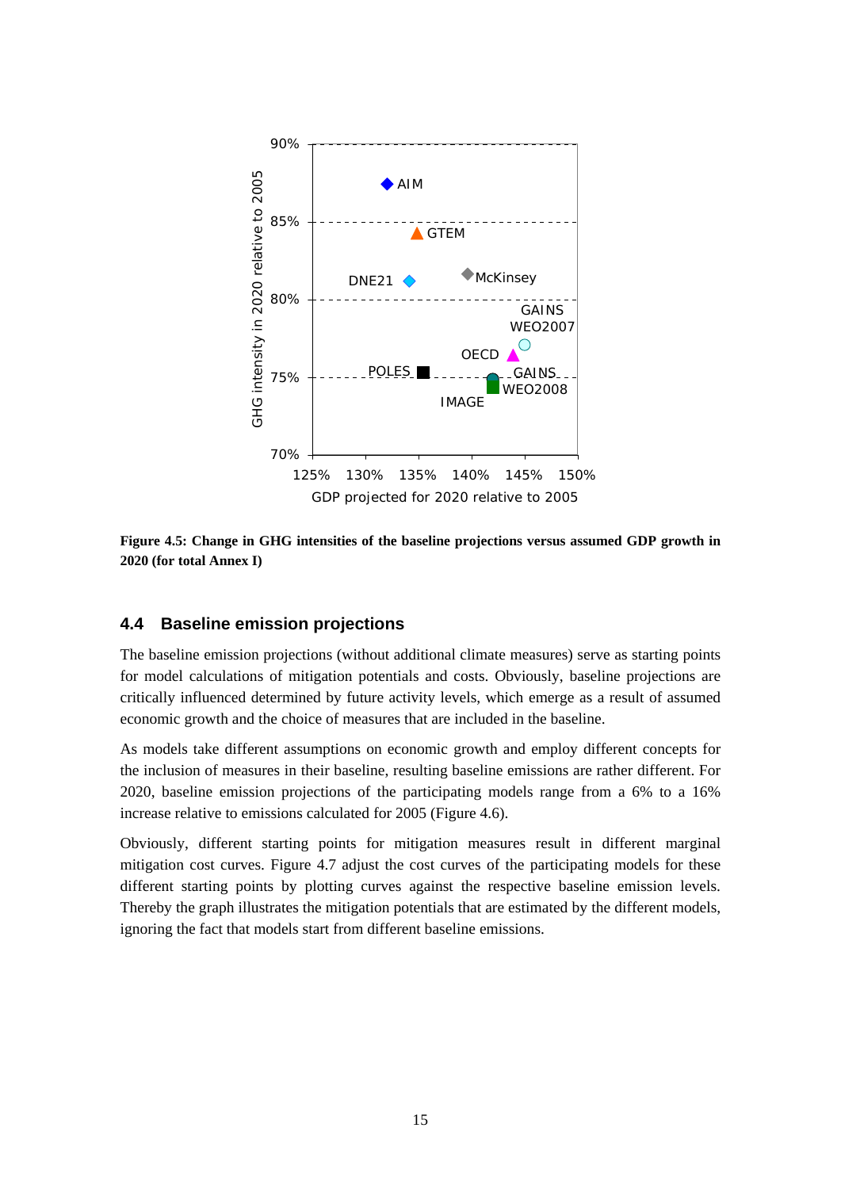Figure 4.5: **Change in GHG intensities of the baseline projections versus assumed GDP growth in 2020 (for total Annex I)**

## 4.4 Baseline emission projections

The baseline emission projections (without additional climate measures) serve as starting points for model calculations of mitigation potentials and costs. Obviously, baseline projections are critically influenced determined by future activity levels, which emerge as a result of assumed economic growth and the choice of measures that are included in the baseline.

As models take different assumptions on economic growth and employ different concepts for the inclusion of measures in their baseline, resulting baseline emissions are rather different. For 2020, baseline emission projections of the participating models range from a 6% to a 16% increase relative to emissions calculated for 2005 (Figure 4.6).

Obviously, different starting points for mitigation measures result in different marginal mitigation cost curves. Figure 4.7 adjust the cost curves of the participating models for these different starting points by plotting curves against the respective baseline emission levels. Thereby the graph illustrates the mitigation potentials that are estimated by the different models, ignoring the fact that models start from different baseline emissions.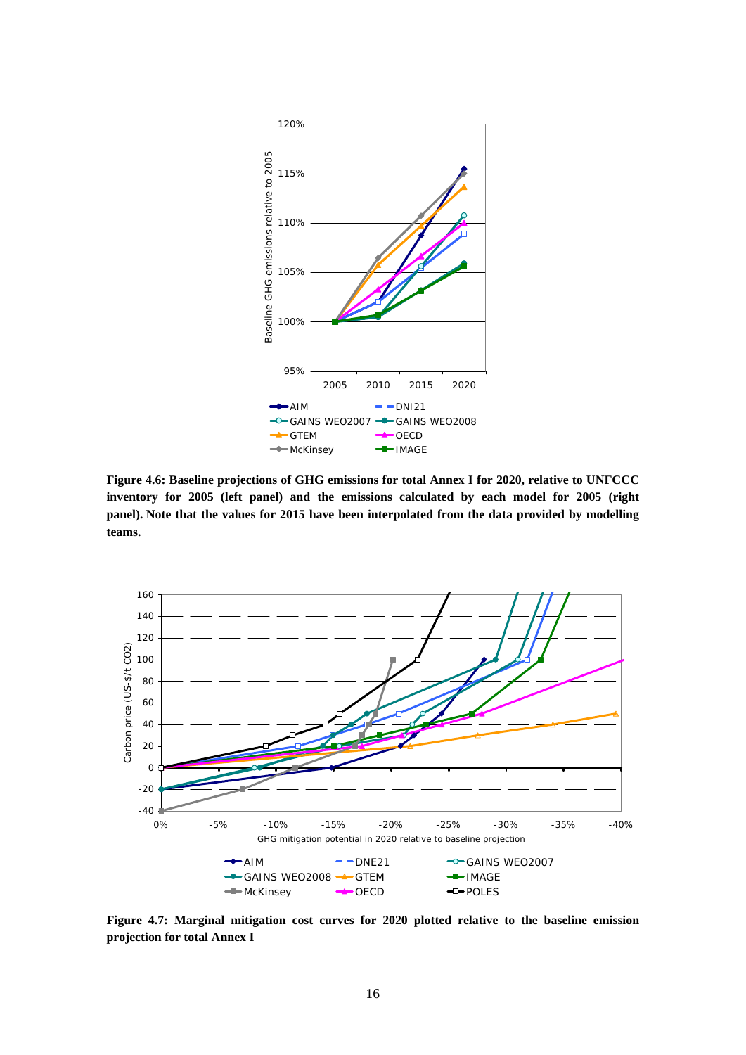**Figure 4.6: Baseline projections of GHG emissions for total Annex I for 2020, relative to UNFCCC inventory for 2005 (left panel) and the emissions calculated by each model for 2005 (right panel). Note that the values for 2015 have been interpolated from the data provided by modelling teams.**

**Figure 4.7: Marginal mitigation cost curves for 2020 plotted relative to the baseline emission projection for total Annex I**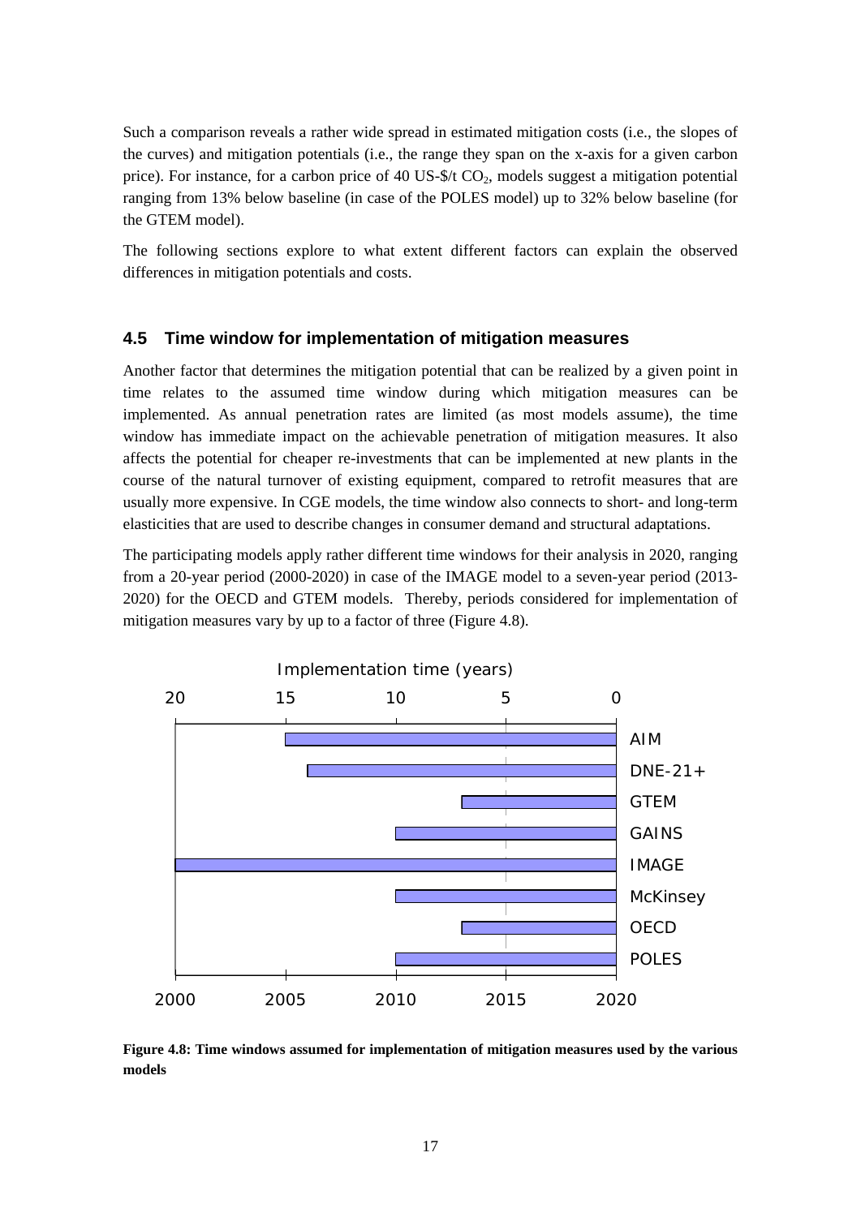Such a comparison reveals a rather wide spread in estimated mitigation costs (i.e., the slopes of the curves) and mitigation potentials (i.e., the range they span on the x-axis for a given carbon price). For instance, for a carbon price of 40 US-$/t $CO_2$, models suggest a mitigation potential ranging from 13% below baseline (in case of the POLES model) up to 32% below baseline (for the GTEM model).

The following sections explore to what extent different factors can explain the observed differences in mitigation potentials and costs.

## 4.5 Time window for implementation of mitigation measures

Another factor that determines the mitigation potential that can be realized by a given point in time relates to the assumed time window during which mitigation measures can be implemented. As annual penetration rates are limited (as most models assume), the time window has immediate impact on the achievable penetration of mitigation measures. It also affects the potential for cheaper re-investments that can be implemented at new plants in the course of the natural turnover of existing equipment, compared to retrofit measures that are usually more expensive. In CGE models, the time window also connects to short- and long-term elasticities that are used to describe changes in consumer demand and structural adaptations.

The participating models apply rather different time windows for their analysis in 2020, ranging from a 20-year period (2000-2020) in case of the IMAGE model to a seven-year period (2013-2020) for the OECD and GTEM models. Thereby, periods considered for implementation of mitigation measures vary by up to a factor of three (Figure 4.8).

**Figure 4.8: Time windows assumed for implementation of mitigation measures used by the various models**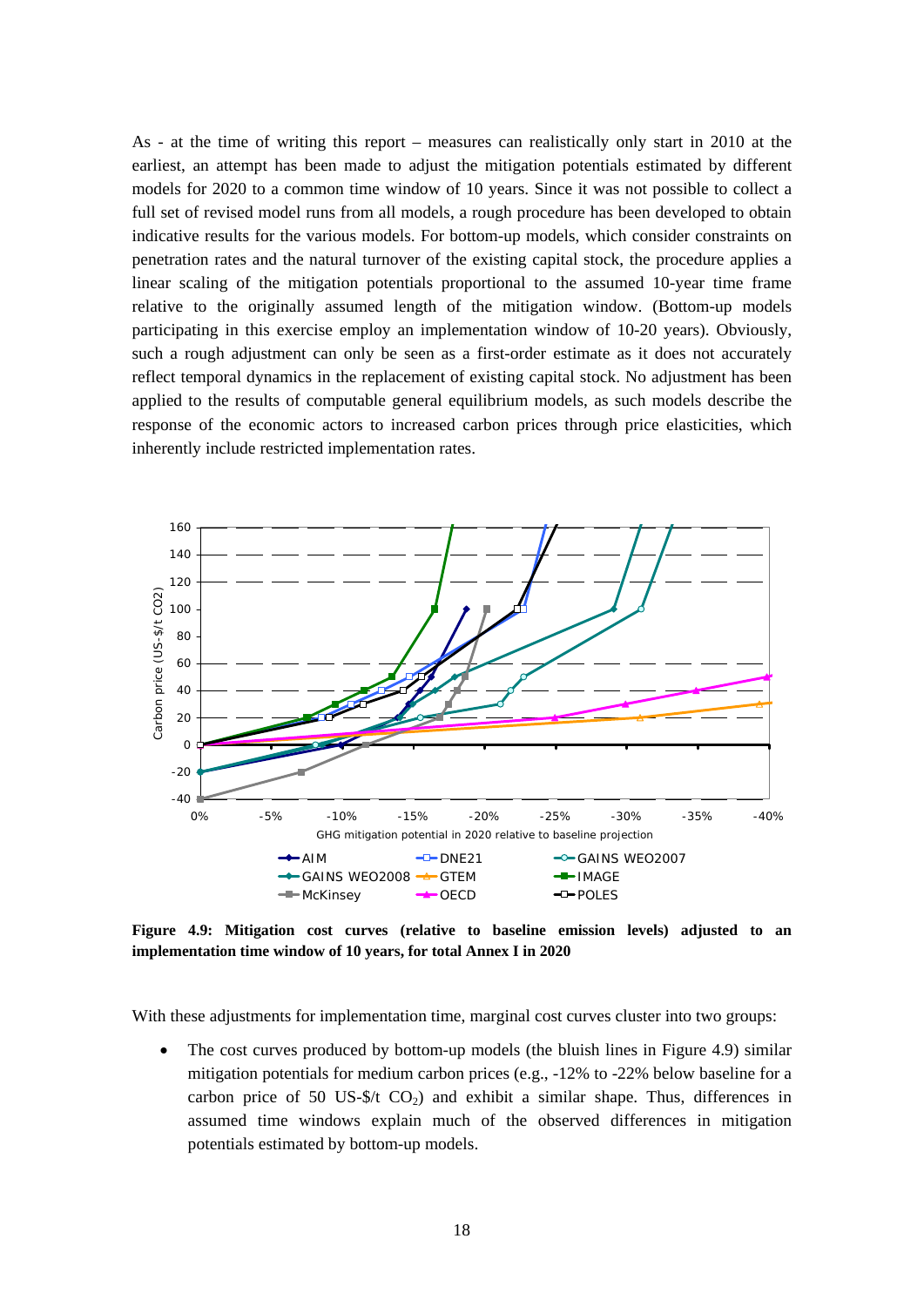As - at the time of writing this report – measures can realistically only start in 2010 at the earliest, an attempt has been made to adjust the mitigation potentials estimated by different models for 2020 to a common time window of 10 years. Since it was not possible to collect a full set of revised model runs from all models, a rough procedure has been developed to obtain indicative results for the various models. For bottom-up models, which consider constraints on penetration rates and the natural turnover of the existing capital stock, the procedure applies a linear scaling of the mitigation potentials proportional to the assumed 10-year time frame relative to the originally assumed length of the mitigation window. (Bottom-up models participating in this exercise employ an implementation window of 10-20 years). Obviously, such a rough adjustment can only be seen as a first-order estimate as it does not accurately reflect temporal dynamics in the replacement of existing capital stock. No adjustment has been applied to the results of computable general equilibrium models, as such models describe the response of the economic actors to increased carbon prices through price elasticities, which inherently include restricted implementation rates.

**Figure 4.9: Mitigation cost curves (relative to baseline emission levels) adjusted to an implementation time window of 10 years, for total Annex I in 2020**

With these adjustments for implementation time, marginal cost curves cluster into two groups:

- The cost curves produced by bottom-up models (the bluish lines in Figure 4.9) similar mitigation potentials for medium carbon prices (e.g., -12% to -22% below baseline for a carbon price of 50 US-\$/t $CO_2$) and exhibit a similar shape. Thus, differences in assumed time windows explain much of the observed differences in mitigation potentials estimated by bottom-up models.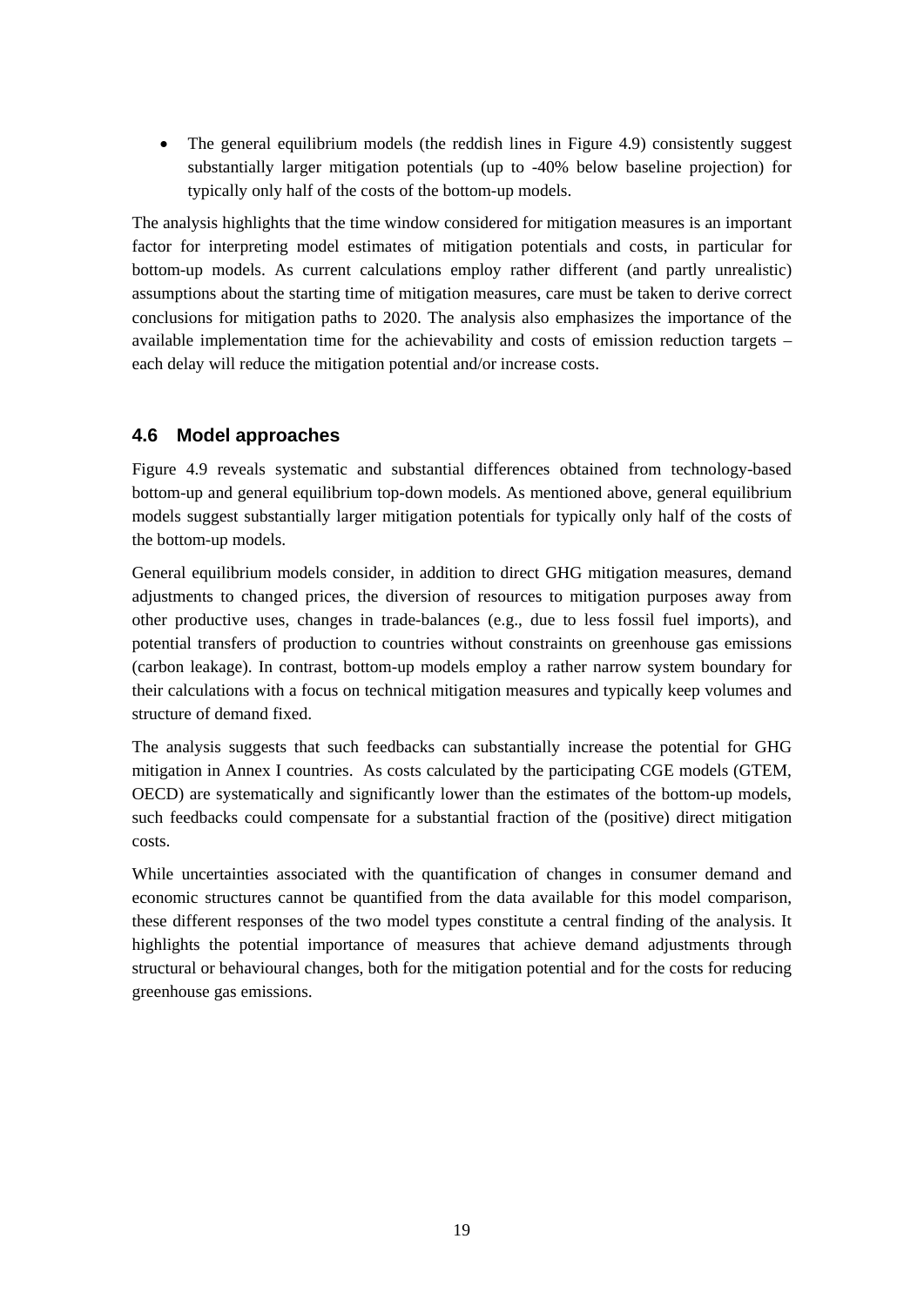- The general equilibrium models (the reddish lines in Figure 4.9) consistently suggest substantially larger mitigation potentials (up to -40% below baseline projection) for typically only half of the costs of the bottom-up models.

The analysis highlights that the time window considered for mitigation measures is an important factor for interpreting model estimates of mitigation potentials and costs, in particular for bottom-up models. As current calculations employ rather different (and partly unrealistic) assumptions about the starting time of mitigation measures, care must be taken to derive correct conclusions for mitigation paths to 2020. The analysis also emphasizes the importance of the available implementation time for the achievability and costs of emission reduction targets – each delay will reduce the mitigation potential and/or increase costs.

## 4.6 Model approaches

Figure 4.9 reveals systematic and substantial differences obtained from technology-based bottom-up and general equilibrium top-down models. As mentioned above, general equilibrium models suggest substantially larger mitigation potentials for typically only half of the costs of the bottom-up models.

General equilibrium models consider, in addition to direct GHG mitigation measures, demand adjustments to changed prices, the diversion of resources to mitigation purposes away from other productive uses, changes in trade-balances (e.g., due to less fossil fuel imports), and potential transfers of production to countries without constraints on greenhouse gas emissions (carbon leakage). In contrast, bottom-up models employ a rather narrow system boundary for their calculations with a focus on technical mitigation measures and typically keep volumes and structure of demand fixed.

The analysis suggests that such feedbacks can substantially increase the potential for GHG mitigation in Annex I countries. As costs calculated by the participating CGE models (GTEM, OECD) are systematically and significantly lower than the estimates of the bottom-up models, such feedbacks could compensate for a substantial fraction of the (positive) direct mitigation costs.

While uncertainties associated with the quantification of changes in consumer demand and economic structures cannot be quantified from the data available for this model comparison, these different responses of the two model types constitute a central finding of the analysis. It highlights the potential importance of measures that achieve demand adjustments through structural or behavioural changes, both for the mitigation potential and for the costs for reducing greenhouse gas emissions.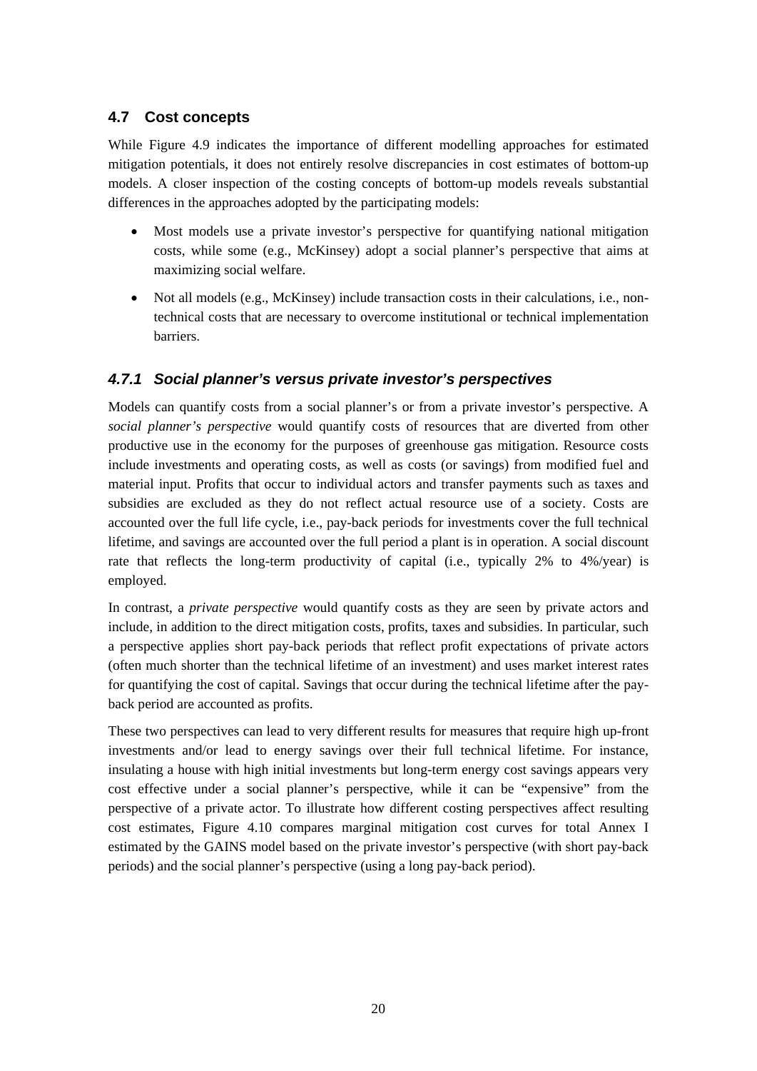## 4.7 Cost concepts

While Figure 4.9 indicates the importance of different modelling approaches for estimated mitigation potentials, it does not entirely resolve discrepancies in cost estimates of bottom-up models. A closer inspection of the costing concepts of bottom-up models reveals substantial differences in the approaches adopted by the participating models:

- Most models use a private investor's perspective for quantifying national mitigation costs, while some (e.g., McKinsey) adopt a social planner's perspective that aims at maximizing social welfare.
- Not all models (e.g., McKinsey) include transaction costs in their calculations, i.e., non-technical costs that are necessary to overcome institutional or technical implementation barriers.

### *4.7.1 Social planner's versus private investor's perspectives*

Models can quantify costs from a social planner's or from a private investor's perspective. A *social planner's perspective* would quantify costs of resources that are diverted from other productive use in the economy for the purposes of greenhouse gas mitigation. Resource costs include investments and operating costs, as well as costs (or savings) from modified fuel and material input. Profits that occur to individual actors and transfer payments such as taxes and subsidies are excluded as they do not reflect actual resource use of a society. Costs are accounted over the full life cycle, i.e., pay-back periods for investments cover the full technical lifetime, and savings are accounted over the full period a plant is in operation. A social discount rate that reflects the long-term productivity of capital (i.e., typically 2% to 4%/year) is employed.

In contrast, a *private perspective* would quantify costs as they are seen by private actors and include, in addition to the direct mitigation costs, profits, taxes and subsidies. In particular, such a perspective applies short pay-back periods that reflect profit expectations of private actors (often much shorter than the technical lifetime of an investment) and uses market interest rates for quantifying the cost of capital. Savings that occur during the technical lifetime after the pay-back period are accounted as profits.

These two perspectives can lead to very different results for measures that require high up-front investments and/or lead to energy savings over their full technical lifetime. For instance, insulating a house with high initial investments but long-term energy cost savings appears very cost effective under a social planner's perspective, while it can be "expensive" from the perspective of a private actor. To illustrate how different costing perspectives affect resulting cost estimates, Figure 4.10 compares marginal mitigation cost curves for total Annex I estimated by the GAINS model based on the private investor's perspective (with short pay-back periods) and the social planner's perspective (using a long pay-back period).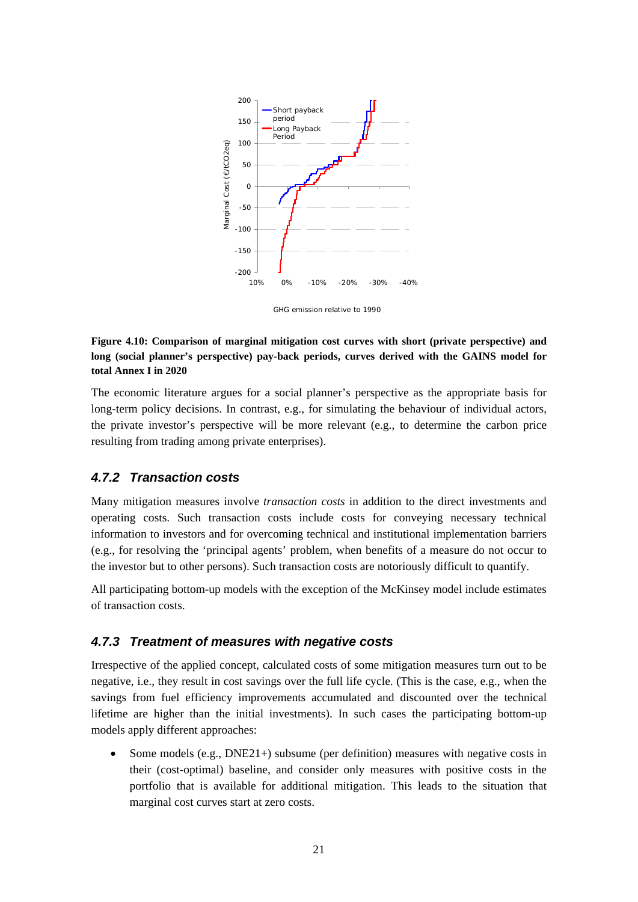**Figure 4.10: Comparison of marginal mitigation cost curves with short (private perspective) and long (social planner's perspective) pay-back periods, curves derived with the GAINS model for total Annex I in 2020**

The economic literature argues for a social planner's perspective as the appropriate basis for long-term policy decisions. In contrast, e.g., for simulating the behaviour of individual actors, the private investor's perspective will be more relevant (e.g., to determine the carbon price resulting from trading among private enterprises).

### 4.7.2 Transaction costs

Many mitigation measures involve *transaction costs* in addition to the direct investments and operating costs. Such transaction costs include costs for conveying necessary technical information to investors and for overcoming technical and institutional implementation barriers (e.g., for resolving the 'principal agents' problem, when benefits of a measure do not occur to the investor but to other persons). Such transaction costs are notoriously difficult to quantify.

All participating bottom-up models with the exception of the McKinsey model include estimates of transaction costs.

### 4.7.3 Treatment of measures with negative costs

Irrespective of the applied concept, calculated costs of some mitigation measures turn out to be negative, i.e., they result in cost savings over the full life cycle. (This is the case, e.g., when the savings from fuel efficiency improvements accumulated and discounted over the technical lifetime are higher than the initial investments). In such cases the participating bottom-up models apply different approaches:

- Some models (e.g., DNE21+) subsume (per definition) measures with negative costs in their (cost-optimal) baseline, and consider only measures with positive costs in the portfolio that is available for additional mitigation. This leads to the situation that marginal cost curves start at zero costs.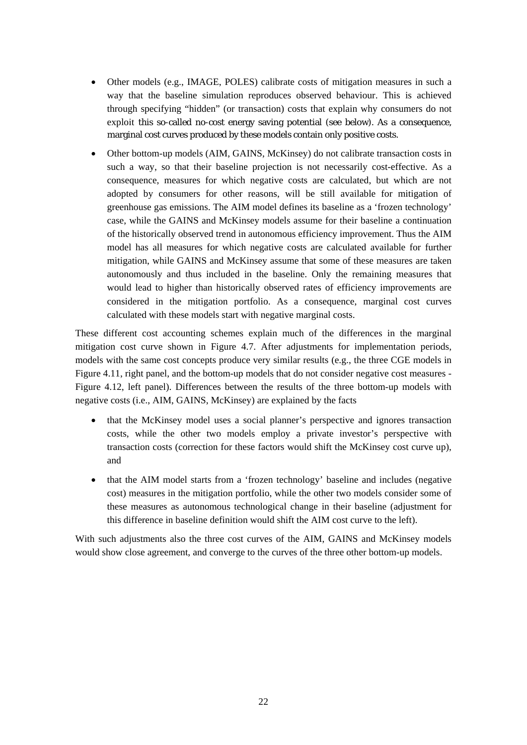- Other models (e.g., IMAGE, POLES) calibrate costs of mitigation measures in such a way that the baseline simulation reproduces observed behaviour. This is achieved through specifying "hidden" (or transaction) costs that explain why consumers do not exploit this so-called no-cost energy saving potential (see below). As a consequence, marginal cost curves produced by these models contain only positive costs.
- Other bottom-up models (AIM, GAINS, McKinsey) do not calibrate transaction costs in such a way, so that their baseline projection is not necessarily cost-effective. As a consequence, measures for which negative costs are calculated, but which are not adopted by consumers for other reasons, will be still available for mitigation of greenhouse gas emissions. The AIM model defines its baseline as a 'frozen technology' case, while the GAINS and McKinsey models assume for their baseline a continuation of the historically observed trend in autonomous efficiency improvement. Thus the AIM model has all measures for which negative costs are calculated available for further mitigation, while GAINS and McKinsey assume that some of these measures are taken autonomously and thus included in the baseline. Only the remaining measures that would lead to higher than historically observed rates of efficiency improvements are considered in the mitigation portfolio. As a consequence, marginal cost curves calculated with these models start with negative marginal costs.

These different cost accounting schemes explain much of the differences in the marginal mitigation cost curve shown in Figure 4.7. After adjustments for implementation periods, models with the same cost concepts produce very similar results (e.g., the three CGE models in Figure 4.11, right panel, and the bottom-up models that do not consider negative cost measures - Figure 4.12, left panel). Differences between the results of the three bottom-up models with negative costs (i.e., AIM, GAINS, McKinsey) are explained by the facts

- that the McKinsey model uses a social planner's perspective and ignores transaction costs, while the other two models employ a private investor's perspective with transaction costs (correction for these factors would shift the McKinsey cost curve up), and
- that the AIM model starts from a 'frozen technology' baseline and includes (negative cost) measures in the mitigation portfolio, while the other two models consider some of these measures as autonomous technological change in their baseline (adjustment for this difference in baseline definition would shift the AIM cost curve to the left).

With such adjustments also the three cost curves of the AIM, GAINS and McKinsey models would show close agreement, and converge to the curves of the three other bottom-up models.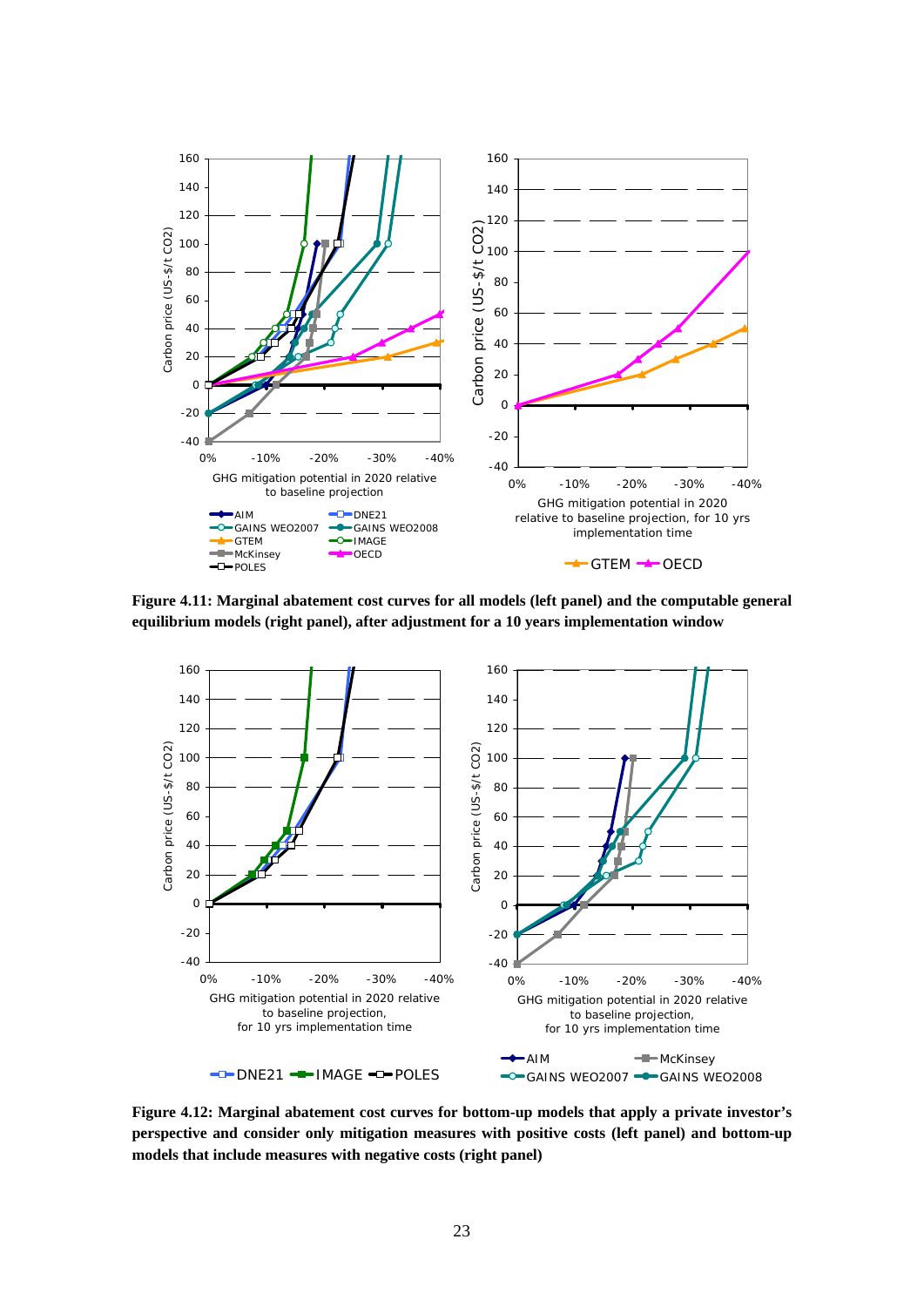**Figure 4.11: Marginal abatement cost curves for all models (left panel) and the computable general equilibrium models (right panel), after adjustment for a 10 years implementation window**

**Figure 4.12: Marginal abatement cost curves for bottom-up models that apply a private investor's perspective and consider only mitigation measures with positive costs (left panel) and bottom-up models that include measures with negative costs (right panel)**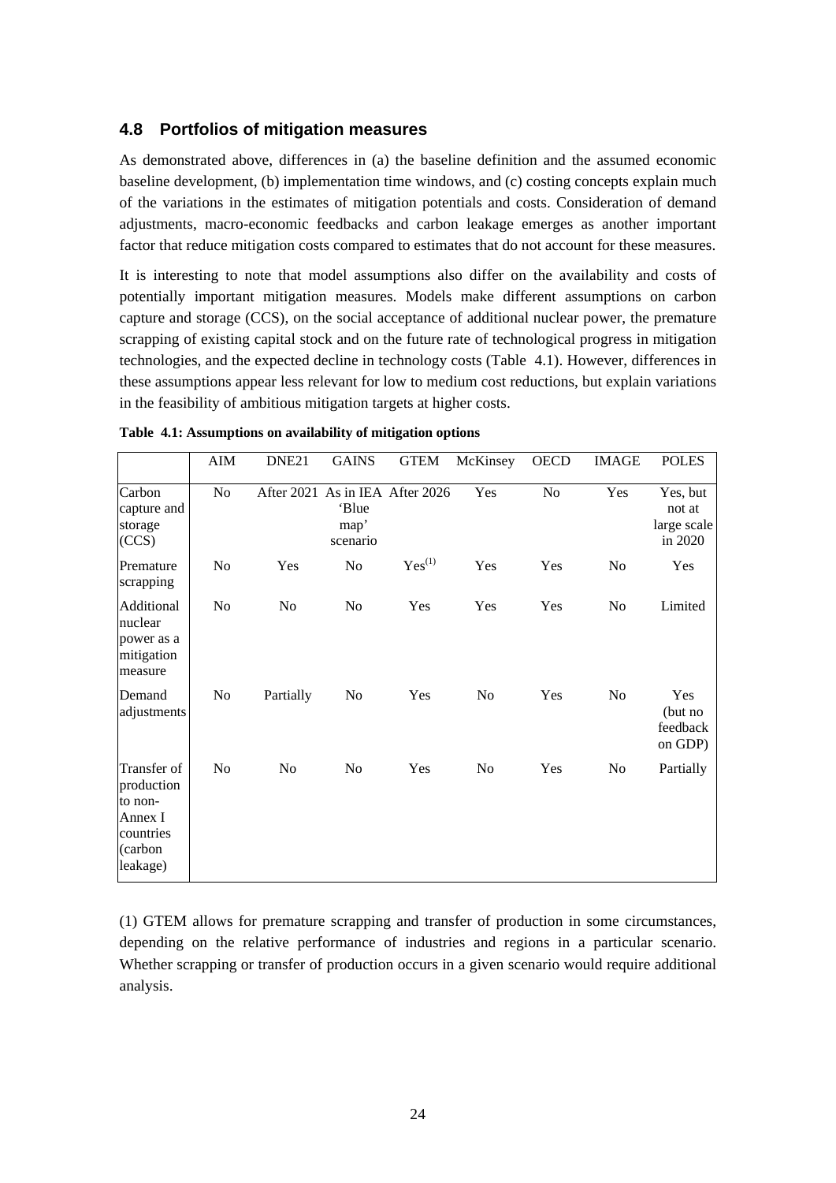## 4.8 Portfolios of mitigation measures

As demonstrated above, differences in (a) the baseline definition and the assumed economic baseline development, (b) implementation time windows, and (c) costing concepts explain much of the variations in the estimates of mitigation potentials and costs. Consideration of demand adjustments, macro-economic feedbacks and carbon leakage emerges as another important factor that reduce mitigation costs compared to estimates that do not account for these measures.

It is interesting to note that model assumptions also differ on the availability and costs of potentially important mitigation measures. Models make different assumptions on carbon capture and storage (CCS), on the social acceptance of additional nuclear power, the premature scrapping of existing capital stock and on the future rate of technological progress in mitigation technologies, and the expected decline in technology costs (Table 4.1). However, differences in these assumptions appear less relevant for low to medium cost reductions, but explain variations in the feasibility of ambitious mitigation targets at higher costs.

**Table 4.1: Assumptions on availability of mitigation options**

| | AIM | DNE21 | GAINS | GTEM | McKinsey | OECD | IMAGE | POLES |
|---|---|---|---|---|---|---|---|---|
| Carbon capture and storage (CCS) | No | After 2021 | As in IEA 'Blue map' scenario | After 2026 | Yes | No | Yes | Yes, but not at large scale in 2020 |
| Premature scrapping | No | Yes | No | Yes[(1)] | Yes | Yes | No | Yes |
| Additional nuclear power as a mitigation measure | No | No | No | Yes | Yes | Yes | No | Limited |
| Demand adjustments | No | Partially | No | Yes | No | Yes | No | Yes (but no feedback on GDP) |
| Transfer of production to non-Annex I countries (carbon leakage) | No | No | No | Yes | No | Yes | No | Partially |

(1) GTEM allows for premature scrapping and transfer of production in some circumstances, depending on the relative performance of industries and regions in a particular scenario. Whether scrapping or transfer of production occurs in a given scenario would require additional analysis.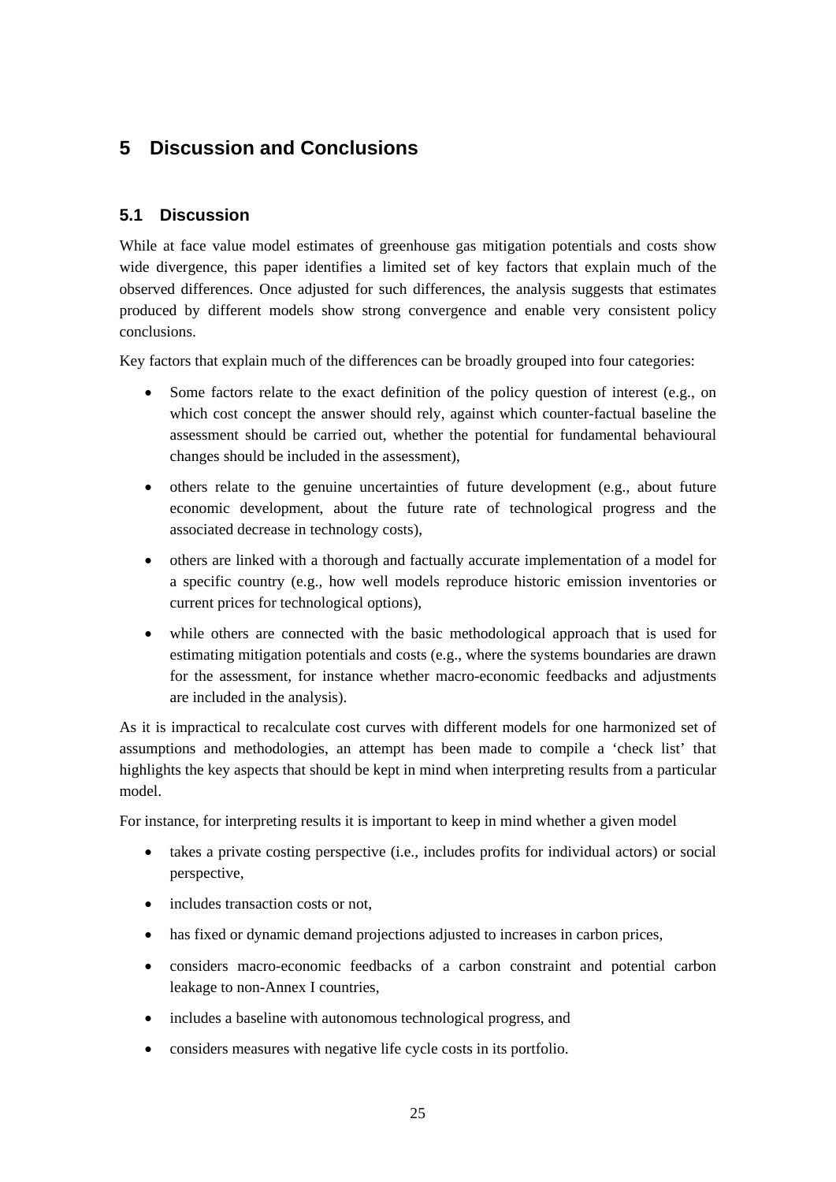# 5 Discussion and Conclusions

## 5.1 Discussion

While at face value model estimates of greenhouse gas mitigation potentials and costs show wide divergence, this paper identifies a limited set of key factors that explain much of the observed differences. Once adjusted for such differences, the analysis suggests that estimates produced by different models show strong convergence and enable very consistent policy conclusions.

Key factors that explain much of the differences can be broadly grouped into four categories:

- Some factors relate to the exact definition of the policy question of interest (e.g., on which cost concept the answer should rely, against which counter-factual baseline the assessment should be carried out, whether the potential for fundamental behavioural changes should be included in the assessment),
- others relate to the genuine uncertainties of future development (e.g., about future economic development, about the future rate of technological progress and the associated decrease in technology costs),
- others are linked with a thorough and factually accurate implementation of a model for a specific country (e.g., how well models reproduce historic emission inventories or current prices for technological options),
- while others are connected with the basic methodological approach that is used for estimating mitigation potentials and costs (e.g., where the systems boundaries are drawn for the assessment, for instance whether macro-economic feedbacks and adjustments are included in the analysis).

As it is impractical to recalculate cost curves with different models for one harmonized set of assumptions and methodologies, an attempt has been made to compile a 'check list' that highlights the key aspects that should be kept in mind when interpreting results from a particular model.

For instance, for interpreting results it is important to keep in mind whether a given model

- takes a private costing perspective (i.e., includes profits for individual actors) or social perspective,
- includes transaction costs or not,
- has fixed or dynamic demand projections adjusted to increases in carbon prices,
- considers macro-economic feedbacks of a carbon constraint and potential carbon leakage to non-Annex I countries,
- includes a baseline with autonomous technological progress, and
- considers measures with negative life cycle costs in its portfolio.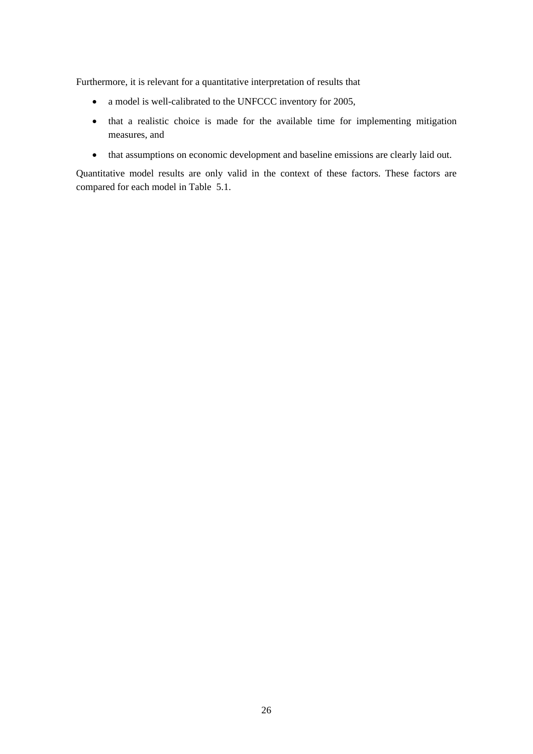Furthermore, it is relevant for a quantitative interpretation of results that

- a model is well-calibrated to the UNFCCC inventory for 2005,
- that a realistic choice is made for the available time for implementing mitigation measures, and
- that assumptions on economic development and baseline emissions are clearly laid out.

Quantitative model results are only valid in the context of these factors. These factors are compared for each model in Table 5.1.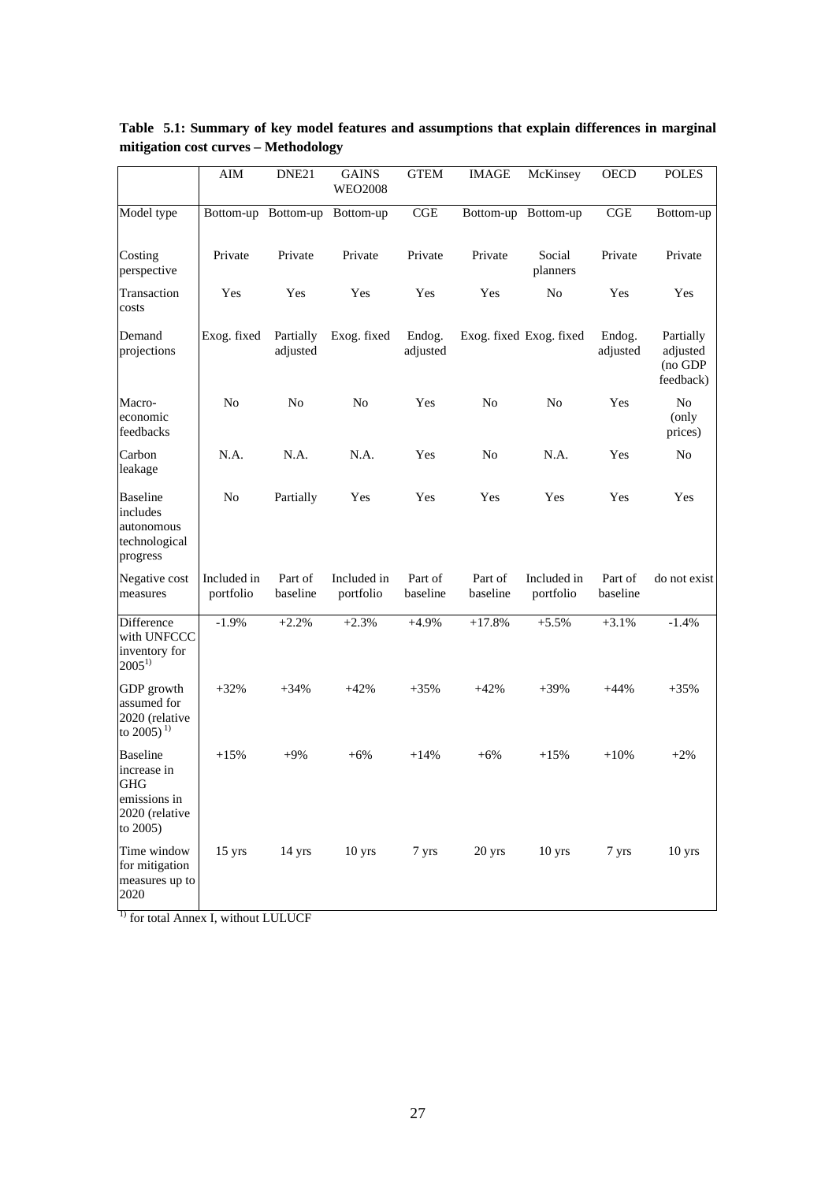**Table 5.1: Summary of key model features and assumptions that explain differences in marginal mitigation cost curves – Methodology**

| | AIM | DNE21 | GAINS WEO2008 | GTEM | IMAGE | McKinsey | OECD | POLES |
|---|---|---|---|---|---|---|---|---|
| Model type | Bottom-up | Bottom-up | Bottom-up | CGE | Bottom-up | Bottom-up | CGE | Bottom-up |
| Costing perspective | Private | Private | Private | Private | Private | Social planners | Private | Private |
| Transaction costs | Yes | Yes | Yes | Yes | Yes | No | Yes | Yes |
| Demand projections | Exog. fixed | Partially adjusted | Exog. fixed | Endog. adjusted | Exog. fixed | Exog. fixed | Endog. adjusted | Partially adjusted (no GDP feedback) |
| Macro-economic feedbacks | No | No | No | Yes | No | No | Yes | No (only prices) |
| Carbon leakage | N.A. | N.A. | N.A. | Yes | No | N.A. | Yes | No |
| Baseline includes autonomous technological progress | No | Partially | Yes | Yes | Yes | Yes | Yes | Yes |
| Negative cost measures | Included in portfolio | Part of baseline | Included in portfolio | Part of baseline | Part of baseline | Included in portfolio | Part of baseline | do not exist |
| Difference with UNFCCC inventory for 2005[1)] | -1.9% | +2.2% | +2.3% | +4.9% | +17.8% | +5.5% | +3.1% | -1.4% |
| GDP growth assumed for 2020 (relative to 2005)[1)] | +32% | +34% | +42% | +35% | +42% | +39% | +44% | +35% |
| Baseline increase in GHG emissions in 2020 (relative to 2005) | +15% | +9% | +6% | +14% | +6% | +15% | +10% | +2% |
| Time window for mitigation measures up to 2020 | 15 yrs | 14 yrs | 10 yrs | 7 yrs | 20 yrs | 10 yrs | 7 yrs | 10 yrs |

[1)] for total Annex I, without LULUCF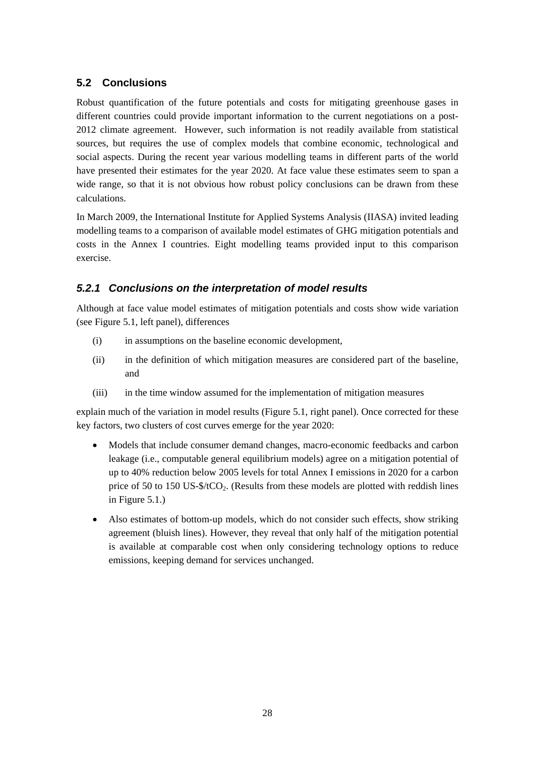## 5.2 Conclusions

Robust quantification of the future potentials and costs for mitigating greenhouse gases in different countries could provide important information to the current negotiations on a post-2012 climate agreement. However, such information is not readily available from statistical sources, but requires the use of complex models that combine economic, technological and social aspects. During the recent year various modelling teams in different parts of the world have presented their estimates for the year 2020. At face value these estimates seem to span a wide range, so that it is not obvious how robust policy conclusions can be drawn from these calculations.

In March 2009, the International Institute for Applied Systems Analysis (IIASA) invited leading modelling teams to a comparison of available model estimates of GHG mitigation potentials and costs in the Annex I countries. Eight modelling teams provided input to this comparison exercise.

### *5.2.1 Conclusions on the interpretation of model results*

Although at face value model estimates of mitigation potentials and costs show wide variation (see Figure 5.1, left panel), differences

(i) in assumptions on the baseline economic development,

(ii) in the definition of which mitigation measures are considered part of the baseline, and

(iii) in the time window assumed for the implementation of mitigation measures

explain much of the variation in model results (Figure 5.1, right panel). Once corrected for these key factors, two clusters of cost curves emerge for the year 2020:

- Models that include consumer demand changes, macro-economic feedbacks and carbon leakage (i.e., computable general equilibrium models) agree on a mitigation potential of up to 40% reduction below 2005 levels for total Annex I emissions in 2020 for a carbon price of 50 to 150 US-$/t$CO_2$. (Results from these models are plotted with reddish lines in Figure 5.1.)
- Also estimates of bottom-up models, which do not consider such effects, show striking agreement (bluish lines). However, they reveal that only half of the mitigation potential is available at comparable cost when only considering technology options to reduce emissions, keeping demand for services unchanged.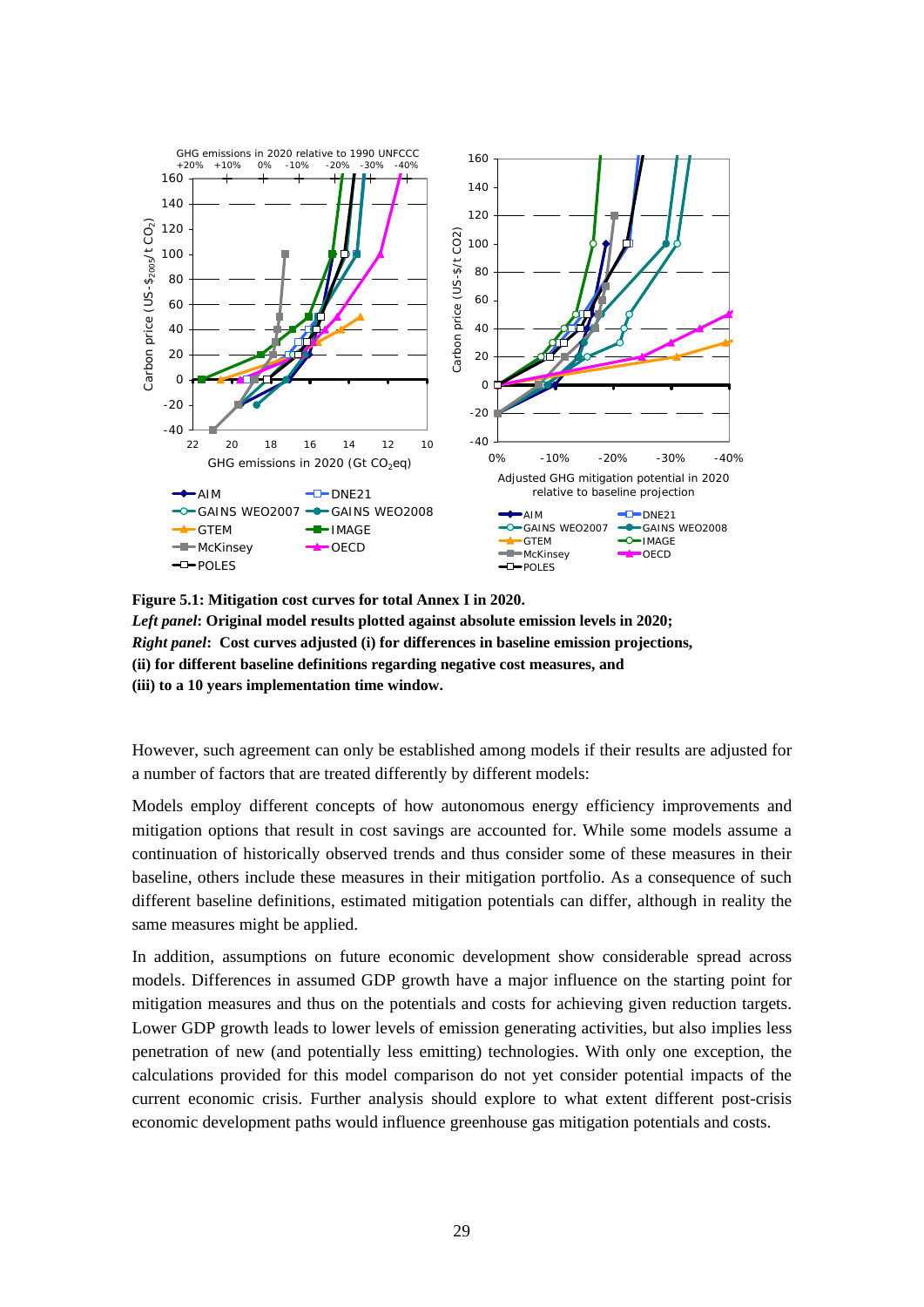**Figure 5.1: Mitigation cost curves for total Annex I in 2020.**
***Left panel*: Original model results plotted against absolute emission levels in 2020;**
***Right panel*: Cost curves adjusted (i) for differences in baseline emission projections, (ii) for different baseline definitions regarding negative cost measures, and (iii) to a 10 years implementation time window.**

However, such agreement can only be established among models if their results are adjusted for a number of factors that are treated differently by different models:

Models employ different concepts of how autonomous energy efficiency improvements and mitigation options that result in cost savings are accounted for. While some models assume a continuation of historically observed trends and thus consider some of these measures in their baseline, others include these measures in their mitigation portfolio. As a consequence of such different baseline definitions, estimated mitigation potentials can differ, although in reality the same measures might be applied.

In addition, assumptions on future economic development show considerable spread across models. Differences in assumed GDP growth have a major influence on the starting point for mitigation measures and thus on the potentials and costs for achieving given reduction targets. Lower GDP growth leads to lower levels of emission generating activities, but also implies less penetration of new (and potentially less emitting) technologies. With only one exception, the calculations provided for this model comparison do not yet consider potential impacts of the current economic crisis. Further analysis should explore to what extent different post-crisis economic development paths would influence greenhouse gas mitigation potentials and costs.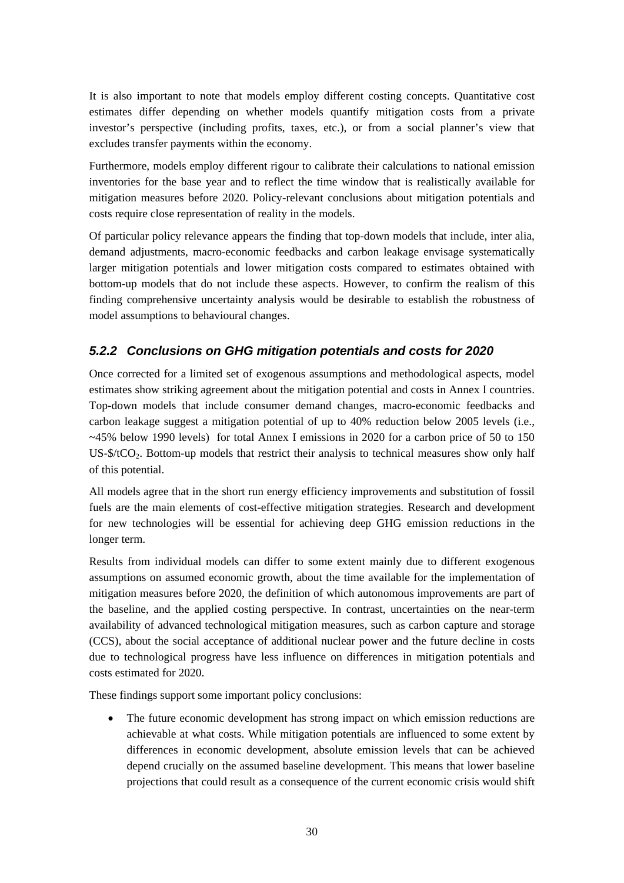It is also important to note that models employ different costing concepts. Quantitative cost estimates differ depending on whether models quantify mitigation costs from a private investor's perspective (including profits, taxes, etc.), or from a social planner's view that excludes transfer payments within the economy.

Furthermore, models employ different rigour to calibrate their calculations to national emission inventories for the base year and to reflect the time window that is realistically available for mitigation measures before 2020. Policy-relevant conclusions about mitigation potentials and costs require close representation of reality in the models.

Of particular policy relevance appears the finding that top-down models that include, inter alia, demand adjustments, macro-economic feedbacks and carbon leakage envisage systematically larger mitigation potentials and lower mitigation costs compared to estimates obtained with bottom-up models that do not include these aspects. However, to confirm the realism of this finding comprehensive uncertainty analysis would be desirable to establish the robustness of model assumptions to behavioural changes.

### *5.2.2 Conclusions on GHG mitigation potentials and costs for 2020*

Once corrected for a limited set of exogenous assumptions and methodological aspects, model estimates show striking agreement about the mitigation potential and costs in Annex I countries. Top-down models that include consumer demand changes, macro-economic feedbacks and carbon leakage suggest a mitigation potential of up to 40% reduction below 2005 levels (i.e., ~45% below 1990 levels) for total Annex I emissions in 2020 for a carbon price of 50 to 150 US-$/t$CO_2$. Bottom-up models that restrict their analysis to technical measures show only half of this potential.

All models agree that in the short run energy efficiency improvements and substitution of fossil fuels are the main elements of cost-effective mitigation strategies. Research and development for new technologies will be essential for achieving deep GHG emission reductions in the longer term.

Results from individual models can differ to some extent mainly due to different exogenous assumptions on assumed economic growth, about the time available for the implementation of mitigation measures before 2020, the definition of which autonomous improvements are part of the baseline, and the applied costing perspective. In contrast, uncertainties on the near-term availability of advanced technological mitigation measures, such as carbon capture and storage (CCS), about the social acceptance of additional nuclear power and the future decline in costs due to technological progress have less influence on differences in mitigation potentials and costs estimated for 2020.

These findings support some important policy conclusions:

- The future economic development has strong impact on which emission reductions are achievable at what costs. While mitigation potentials are influenced to some extent by differences in economic development, absolute emission levels that can be achieved depend crucially on the assumed baseline development. This means that lower baseline projections that could result as a consequence of the current economic crisis would shift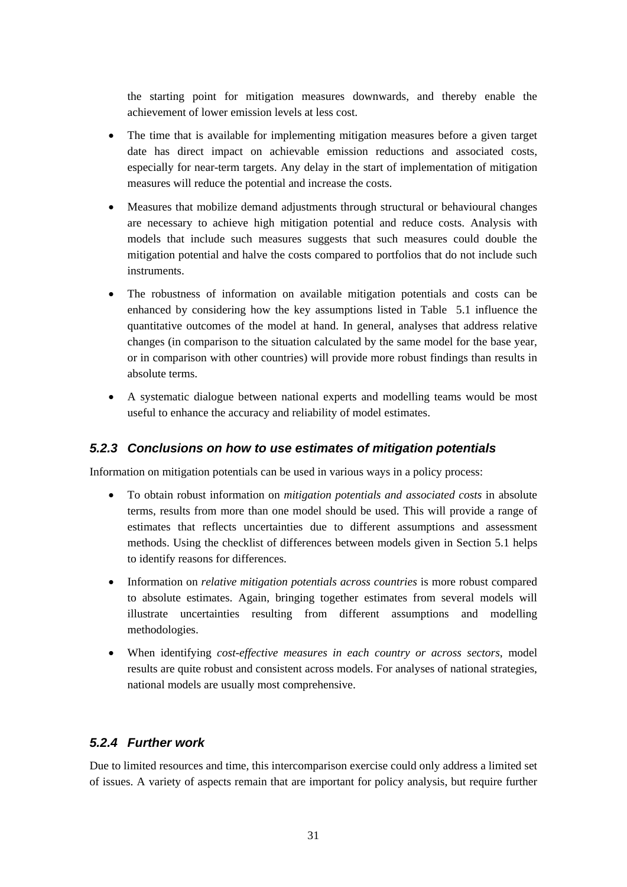the starting point for mitigation measures downwards, and thereby enable the achievement of lower emission levels at less cost.

- The time that is available for implementing mitigation measures before a given target date has direct impact on achievable emission reductions and associated costs, especially for near-term targets. Any delay in the start of implementation of mitigation measures will reduce the potential and increase the costs.
- Measures that mobilize demand adjustments through structural or behavioural changes are necessary to achieve high mitigation potential and reduce costs. Analysis with models that include such measures suggests that such measures could double the mitigation potential and halve the costs compared to portfolios that do not include such instruments.
- The robustness of information on available mitigation potentials and costs can be enhanced by considering how the key assumptions listed in Table 5.1 influence the quantitative outcomes of the model at hand. In general, analyses that address relative changes (in comparison to the situation calculated by the same model for the base year, or in comparison with other countries) will provide more robust findings than results in absolute terms.
- A systematic dialogue between national experts and modelling teams would be most useful to enhance the accuracy and reliability of model estimates.

### 5.2.3 Conclusions on how to use estimates of mitigation potentials

Information on mitigation potentials can be used in various ways in a policy process:

- To obtain robust information on *mitigation potentials and associated costs* in absolute terms, results from more than one model should be used. This will provide a range of estimates that reflects uncertainties due to different assumptions and assessment methods. Using the checklist of differences between models given in Section 5.1 helps to identify reasons for differences.
- Information on *relative mitigation potentials across countries* is more robust compared to absolute estimates. Again, bringing together estimates from several models will illustrate uncertainties resulting from different assumptions and modelling methodologies.
- When identifying *cost-effective measures in each country or across sectors*, model results are quite robust and consistent across models. For analyses of national strategies, national models are usually most comprehensive.

### 5.2.4 Further work

Due to limited resources and time, this intercomparison exercise could only address a limited set of issues. A variety of aspects remain that are important for policy analysis, but require further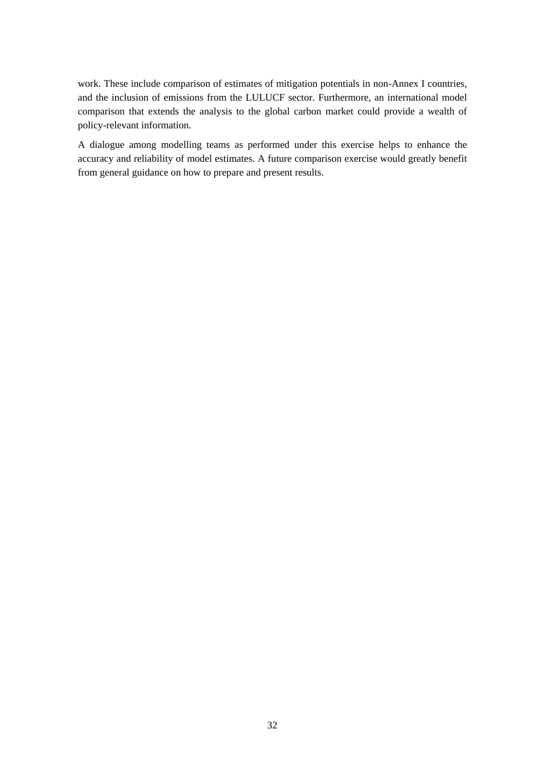work. These include comparison of estimates of mitigation potentials in non-Annex I countries, and the inclusion of emissions from the LULUCF sector. Furthermore, an international model comparison that extends the analysis to the global carbon market could provide a wealth of policy-relevant information.

A dialogue among modelling teams as performed under this exercise helps to enhance the accuracy and reliability of model estimates. A future comparison exercise would greatly benefit from general guidance on how to prepare and present results.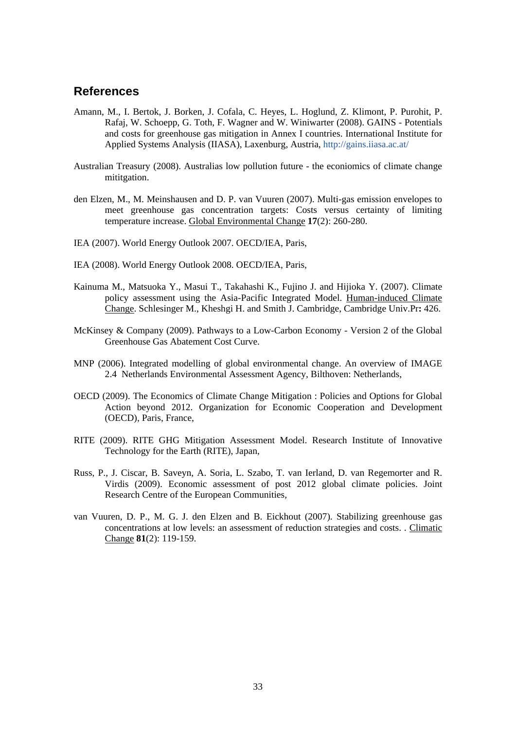## References

Amann, M., I. Bertok, J. Borken, J. Cofala, C. Heyes, L. Hoglund, Z. Klimont, P. Purohit, P. Rafaj, W. Schoepp, G. Toth, F. Wagner and W. Winiwarter (2008). GAINS - Potentials and costs for greenhouse gas mitigation in Annex I countries. International Institute for Applied Systems Analysis (IIASA), Laxenburg, Austria, http://gains.iiasa.ac.at/

Australian Treasury (2008). Australias low pollution future - the econiomics of climate change mititgation.

den Elzen, M., M. Meinshausen and D. P. van Vuuren (2007). Multi-gas emission envelopes to meet greenhouse gas concentration targets: Costs versus certainty of limiting temperature increase. Global Environmental Change **17**(2): 260-280.

IEA (2007). World Energy Outlook 2007. OECD/IEA, Paris,

IEA (2008). World Energy Outlook 2008. OECD/IEA, Paris,

Kainuma M., Matsuoka Y., Masui T., Takahashi K., Fujino J. and Hijioka Y. (2007). Climate policy assessment using the Asia-Pacific Integrated Model. Human-induced Climate Change. Schlesinger M., Kheshgi H. and Smith J. Cambridge, Cambridge Univ.Pr**:** 426.

McKinsey & Company (2009). Pathways to a Low-Carbon Economy - Version 2 of the Global Greenhouse Gas Abatement Cost Curve.

MNP (2006). Integrated modelling of global environmental change. An overview of IMAGE 2.4 Netherlands Environmental Assessment Agency, Bilthoven: Netherlands,

OECD (2009). The Economics of Climate Change Mitigation : Policies and Options for Global Action beyond 2012. Organization for Economic Cooperation and Development (OECD), Paris, France,

RITE (2009). RITE GHG Mitigation Assessment Model. Research Institute of Innovative Technology for the Earth (RITE), Japan,

Russ, P., J. Ciscar, B. Saveyn, A. Soria, L. Szabo, T. van Ierland, D. van Regemorter and R. Virdis (2009). Economic assessment of post 2012 global climate policies. Joint Research Centre of the European Communities,

van Vuuren, D. P., M. G. J. den Elzen and B. Eickhout (2007). Stabilizing greenhouse gas concentrations at low levels: an assessment of reduction strategies and costs. . Climatic Change **81**(2): 119-159.